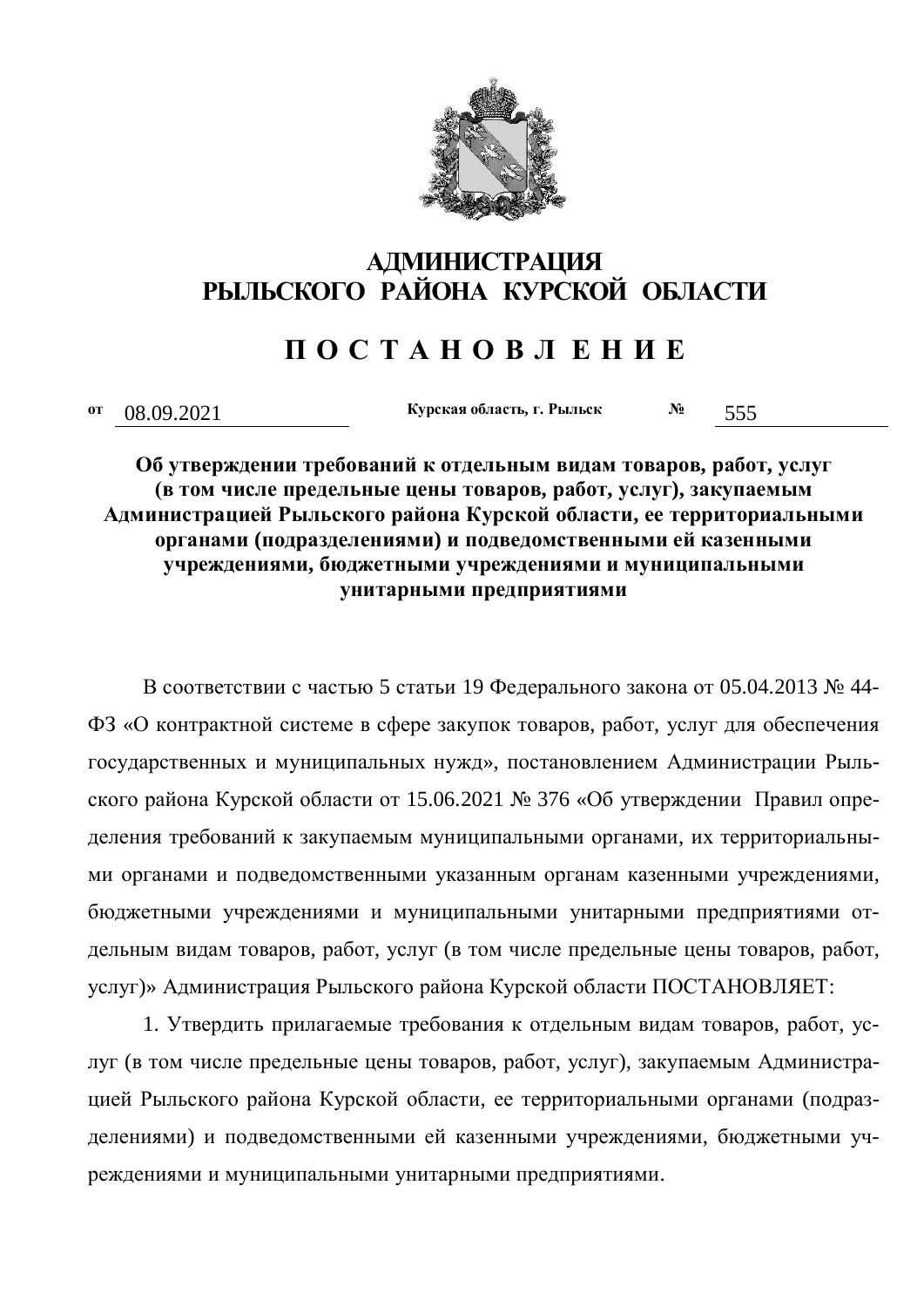# АДМИНИСТРАЦИЯ
# РЫЛЬСКОГО РАЙОНА КУРСКОЙ ОБЛАСТИ

## П О С Т А Н О В Л Е Н И Е

от 08.09.2021 Курская область, г. Рыльск № 555

**Об утверждении требований к отдельным видам товаров, работ, услуг (в том числе предельные цены товаров, работ, услуг), закупаемым Администрацией Рыльского района Курской области, ее территориальными органами (подразделениями) и подведомственными ей казенными учреждениями, бюджетными учреждениями и муниципальными унитарными предприятиями**

В соответствии с частью 5 статьи 19 Федерального закона от 05.04.2013 № 44-ФЗ «О контрактной системе в сфере закупок товаров, работ, услуг для обеспечения государственных и муниципальных нужд», постановлением Администрации Рыльского района Курской области от 15.06.2021 № 376 «Об утверждении Правил определения требований к закупаемым муниципальными органами, их территориальными органами и подведомственными указанным органам казенными учреждениями, бюджетными учреждениями и муниципальными унитарными предприятиями отдельным видам товаров, работ, услуг (в том числе предельные цены товаров, работ, услуг)» Администрация Рыльского района Курской области ПОСТАНОВЛЯЕТ:

1. Утвердить прилагаемые требования к отдельным видам товаров, работ, услуг (в том числе предельные цены товаров, работ, услуг), закупаемым Администрацией Рыльского района Курской области, ее территориальными органами (подразделениями) и подведомственными ей казенными учреждениями, бюджетными учреждениями и муниципальными унитарными предприятиями.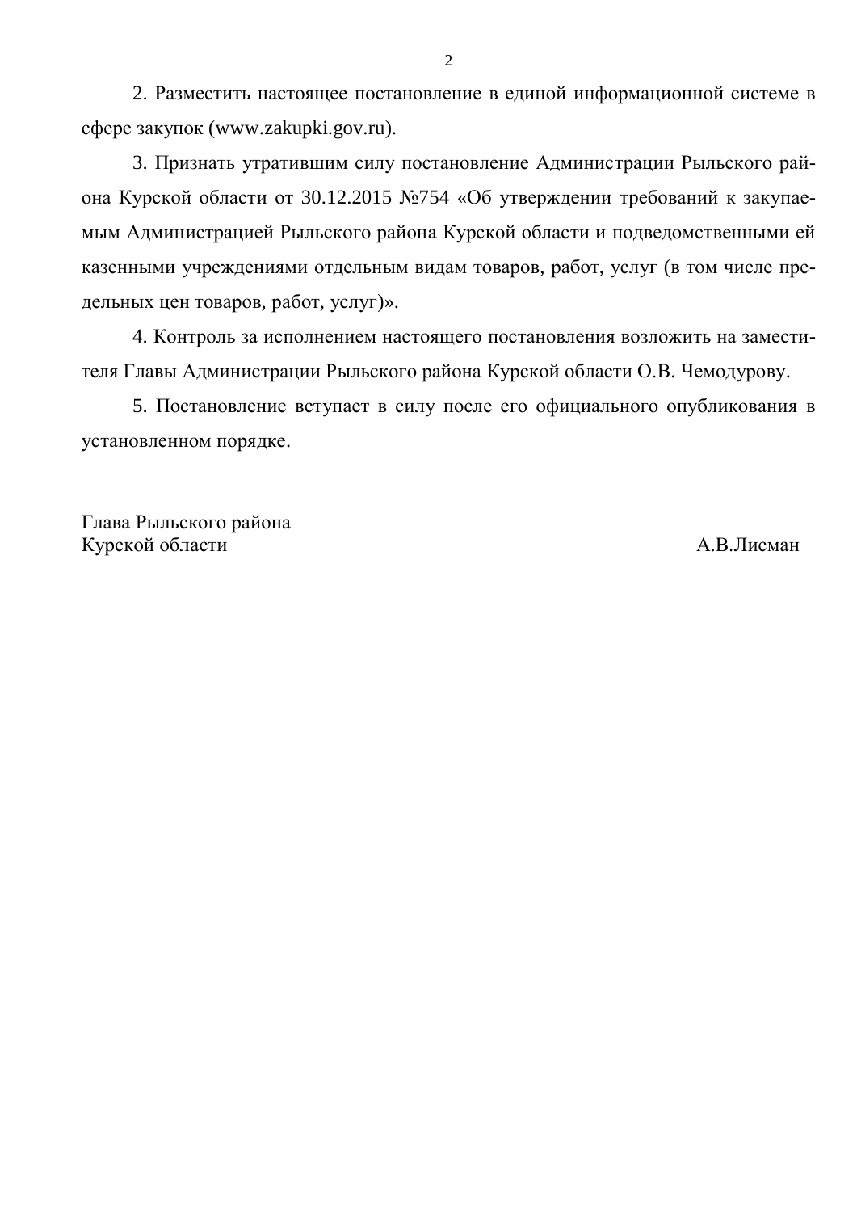2. Разместить настоящее постановление в единой информационной системе в сфере закупок (www.zakupki.gov.ru).

3. Признать утратившим силу постановление Администрации Рыльского района Курской области от 30.12.2015 №754 «Об утверждении требований к закупаемым Администрацией Рыльского района Курской области и подведомственными ей казенными учреждениями отдельным видам товаров, работ, услуг (в том числе предельных цен товаров, работ, услуг)».

4. Контроль за исполнением настоящего постановления возложить на заместителя Главы Администрации Рыльского района Курской области О.В. Чемодурову.

5. Постановление вступает в силу после его официального опубликования в установленном порядке.

Глава Рыльского района
Курской области А.В.Лисман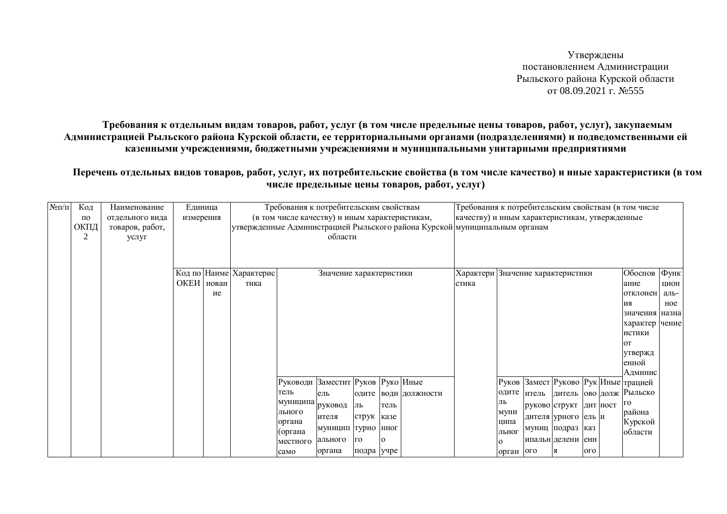Утверждены
постановлением Администрации
Рыльского района Курской области
от 08.09.2021 г. №555

**Требования к отдельным видам товаров, работ, услуг (в том числе предельные цены товаров, работ, услуг), закупаемым Администрацией Рыльского района Курской области, ее территориальными органами (подразделениями) и подведомственными ей казенными учреждениями, бюджетными учреждениями и муниципальными унитарными предприятиями**

**Перечень отдельных видов товаров, работ, услуг, их потребительские свойства (в том числе качество) и иные характеристики (в том числе предельные цены товаров, работ, услуг)**

| №п/п | Код по ОКПД 2 | Наименование отдельного вида товаров, работ, услуг | Единица измерения | | Требования к потребительским свойствам (в том числе качеству) и иным характеристикам, утвержденные Администрацией Рыльского района Курской области | | | | | | Требования к потребительским свойствам (в том числе качеству) и иным характеристикам, утвержденные муниципальным органам | | | | | | | |
|---|---|---|---|---|---|---|---|---|---|---|---|---|---|---|---|---|---|---|
| | | | Код по ОКЕИ | Наименование | Характеристика | Значение характеристики | | | | | Характеристика | Значение характеристики | | | | | Обоснование отклонения значения характеристики от утвержденной Администрацией Рыльского района Курской области | Функциональное назначение |
| | | | | | | Руководитель муниципального органа (органа местного само | Заместитель руководителя муниципального органа | Руководитель структурного подра | Руководитель казенного учре | Иные должности | | Руководитель муниципального орган | Заместитель руководителя муниципального | Руководитель структурного подразделения | Руководитель казенного | Иные должности | | |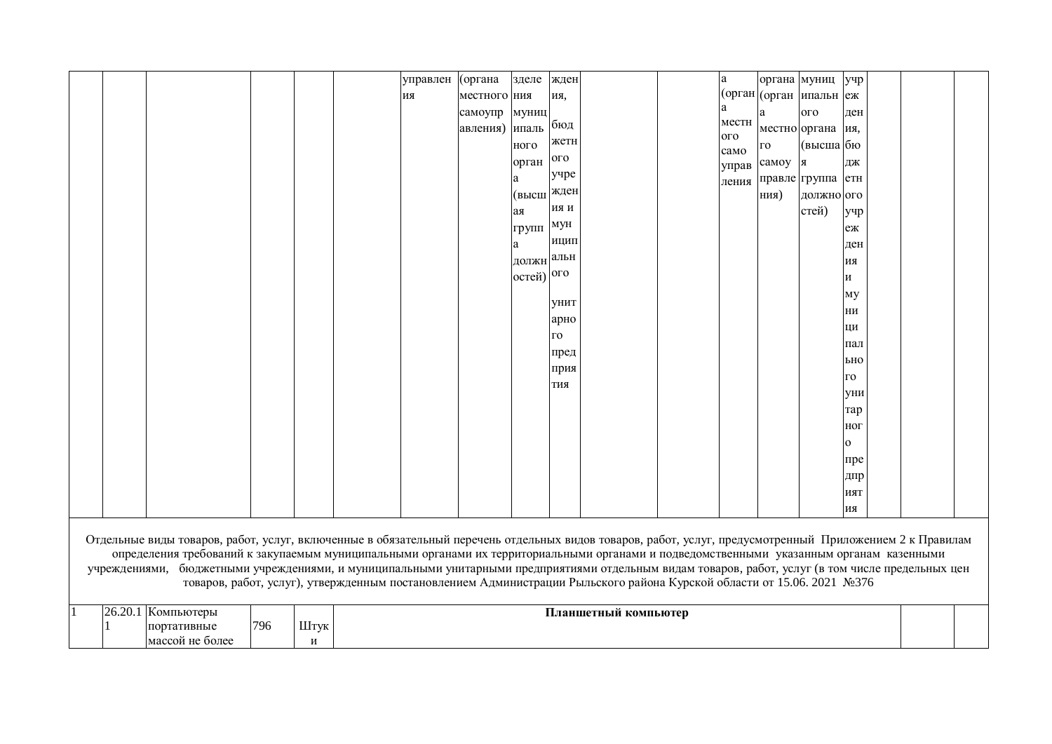| | | | | | | | | | | | | | | | | | | |
|---|---|---|---|---|---|---|---|---|---|---|---|---|---|---|---|---|---|---|
| | | | | | | управления | (органа местного самоуправления) | зделения муниципального органа (высшая группа должностей) | ждения, бюджетного учреждения и муниципального унитарного предприятия | | | а (органа местного самоуправления | органа (органа местного самоуправления) | муниципального органа (высшая группа должностей) | учреждения, бюджетного учреждения и муниципального унитарного предприятия | | | |
| Отдельные виды товаров, работ, услуг, включенные в обязательный перечень отдельных видов товаров, работ, услуг, предусмотренный Приложением 2 к Правилам определения требований к закупаемым муниципальными органами их территориальными органами и подведомственными указанным органам казенными учреждениями, бюджетными учреждениями, и муниципальными унитарными предприятиями отдельным видам товаров, работ, услуг (в том числе предельных цен товаров, работ, услуг), утвержденным постановлением Администрации Рыльского района Курской области от 15.06. 2021 №376 | | | | | | | | | | | | | | | | | | |
| 1 | 26.20.11 | Компьютеры портативные массой не более | 796 | Штуки | **Планшетный компьютер** | | | | | | | | | | | | | |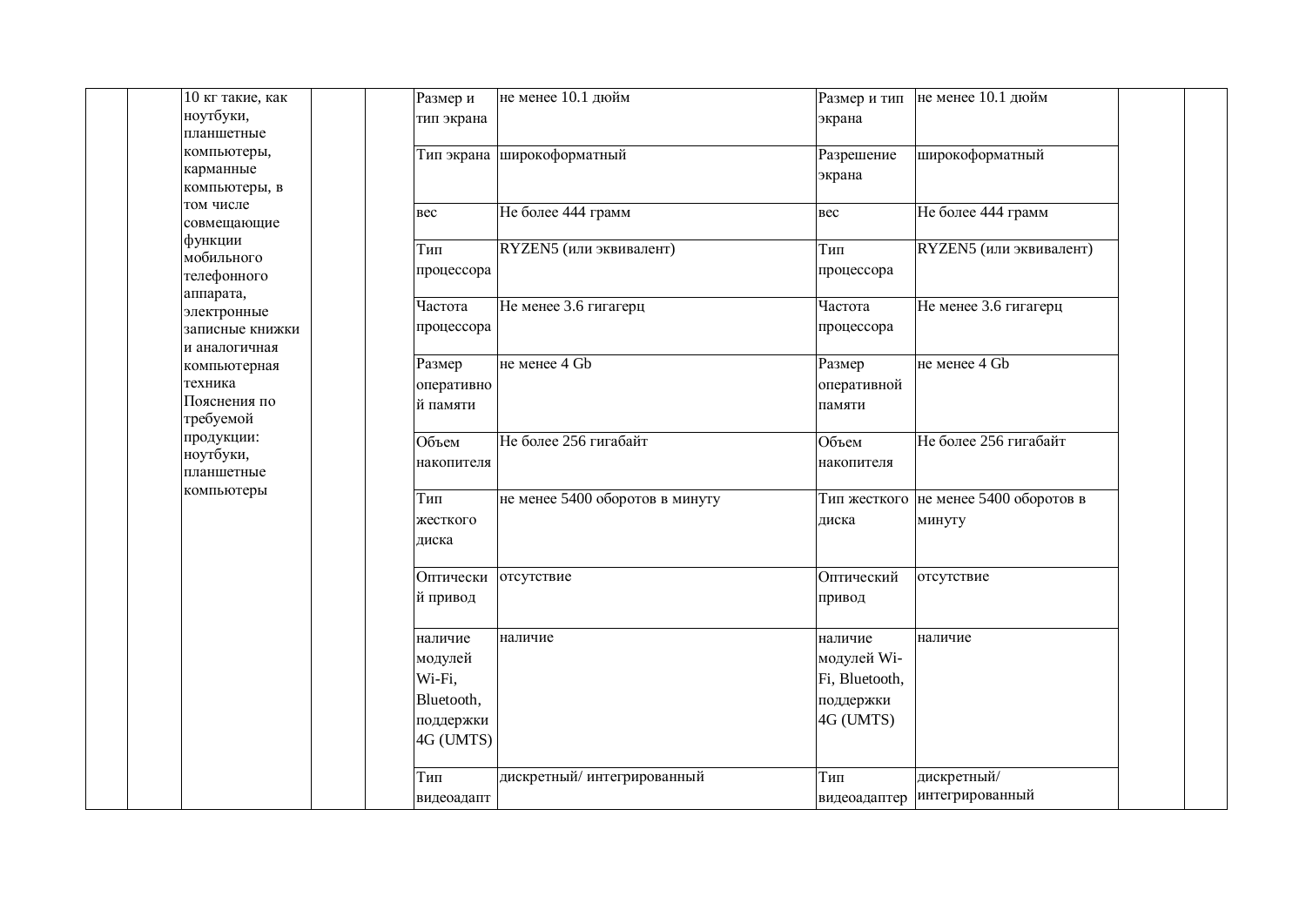| | | | | | | | | | | |
|---|---|---|---|---|---|---|---|---|---|---|
| | | 10 кг такие, как ноутбуки, планшетные компьютеры, карманные компьютеры, в том числе совмещающие функции мобильного телефонного аппарата, электронные записные книжки и аналогичная компьютерная техника Пояснения по требуемой продукции: ноутбуки, планшетные компьютеры | | | Размер и тип экрана | не менее 10.1 дюйм | Размер и тип экрана | не менее 10.1 дюйм | | |
| | | | | | Тип экрана | широкоформатный | Разрешение экрана | широкоформатный | | |
| | | | | | вес | Не более 444 грамм | вес | Не более 444 грамм | | |
| | | | | | Тип процессора | RYZEN5 (или эквивалент) | Тип процессора | RYZEN5 (или эквивалент) | | |
| | | | | | Частота процессора | Не менее 3.6 гигагерц | Частота процессора | Не менее 3.6 гигагерц | | |
| | | | | | Размер оперативной памяти | не менее 4 Gb | Размер оперативной памяти | не менее 4 Gb | | |
| | | | | | Объем накопителя | Не более 256 гигабайт | Объем накопителя | Не более 256 гигабайт | | |
| | | | | | Тип жесткого диска | не менее 5400 оборотов в минуту | Тип жесткого диска | не менее 5400 оборотов в минуту | | |
| | | | | | Оптический привод | отсутствие | Оптический привод | отсутствие | | |
| | | | | | наличие модулей Wi-Fi, Bluetooth, поддержки 4G (UMTS) | наличие | наличие модулей Wi-Fi, Bluetooth, поддержки 4G (UMTS) | наличие | | |
| | | | | | Тип видеоадапт | дискретный/ интегрированный | Тип видеоадаптер | дискретный/ интегрированный | | |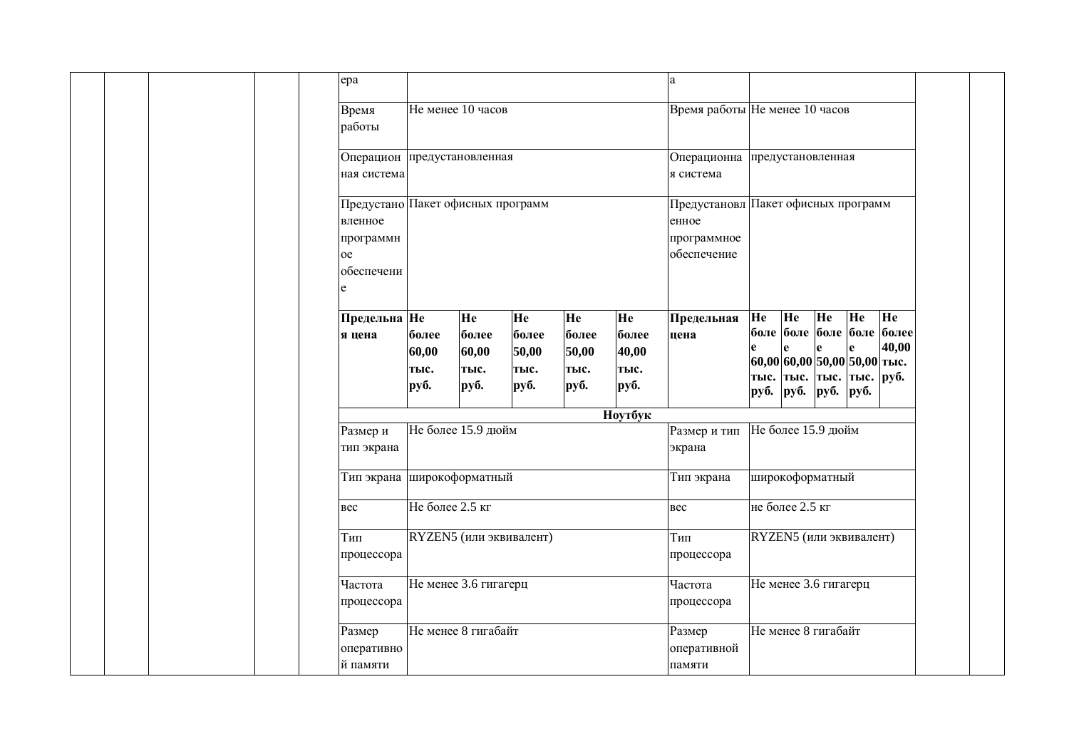| | | | | | | | | | | | | | | | | | | | |
|---|---|---|---|---|---|---|---|---|---|---|---|---|---|---|---|---|---|---|---|
| | | | | | ера | | | | | | а | | | | | | | | |
| | | | | | Время работы | Не менее 10 часов | | | | | Время работы | Не менее 10 часов | | | | | | | |
| | | | | | Операционная система | предустановленная | | | | | Операционная система | предустановленная | | | | | | | |
| | | | | | Предустановленное программное обеспечение | Пакет офисных программ | | | | | Предустановленное программное обеспечение | Пакет офисных программ | | | | | | | |
| | | | | | **Предельная цена** | **Не более 60,00 тыс. руб.** | **Не более 60,00 тыс. руб.** | **Не более 50,00 тыс. руб.** | **Не более 50,00 тыс. руб.** | **Не более 40,00 тыс. руб.** | **Предельная цена** | **Не более 60,00 тыс. руб.** | **Не более 60,00 тыс. руб.** | **Не более 50,00 тыс. руб.** | **Не более 50,00 тыс. руб.** | **Не более 40,00 тыс. руб.** | | | |
| | | | | | **Ноутбук** | | | | | | | | | | | | | | |
| | | | | | Размер и тип экрана | Не более 15.9 дюйм | | | | | Размер и тип экрана | Не более 15.9 дюйм | | | | | | | |
| | | | | | Тип экрана | широкоформатный | | | | | Тип экрана | широкоформатный | | | | | | | |
| | | | | | вес | Не более 2.5 кг | | | | | вес | не более 2.5 кг | | | | | | | |
| | | | | | Тип процессора | RYZEN5 (или эквивалент) | | | | | Тип процессора | RYZEN5 (или эквивалент) | | | | | | | |
| | | | | | Частота процессора | Не менее 3.6 гигагерц | | | | | Частота процессора | Не менее 3.6 гигагерц | | | | | | | |
| | | | | | Размер оперативной памяти | Не менее 8 гигабайт | | | | | Размер оперативной памяти | Не менее 8 гигабайт | | | | | | | |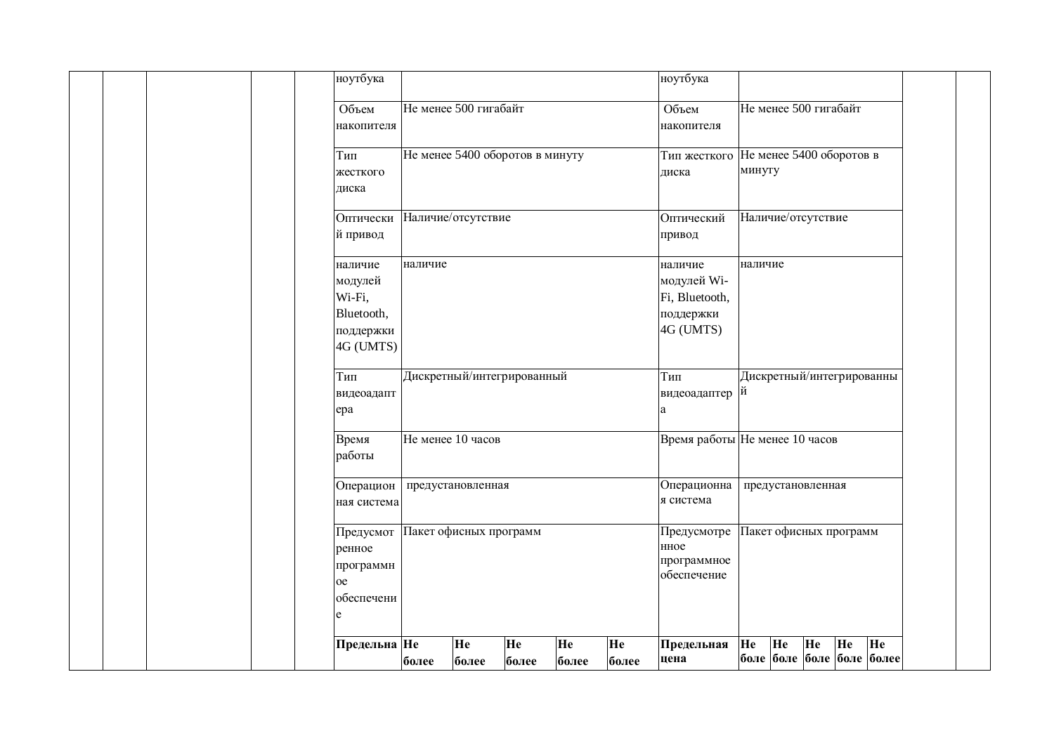| | | | | | ноутбука | | | | | | ноутбука | | | | | | | |
|---|---|---|---|---|---|---|---|---|---|---|---|---|---|---|---|---|---|---|
| | | | | | Объем накопителя | Не менее 500 гигабайт | | | | | Объем накопителя | Не менее 500 гигабайт | | | | | | |
| | | | | | Тип жесткого диска | Не менее 5400 оборотов в минуту | | | | | Тип жесткого диска | Не менее 5400 оборотов в минуту | | | | | | |
| | | | | | Оптический привод | Наличие/отсутствие | | | | | Оптический привод | Наличие/отсутствие | | | | | | |
| | | | | | наличие модулей Wi-Fi, Bluetooth, поддержки 4G (UMTS) | наличие | | | | | наличие модулей Wi-Fi, Bluetooth, поддержки 4G (UMTS) | наличие | | | | | | |
| | | | | | Тип видеоадаптера | Дискретный/интегрированный | | | | | Тип видеоадаптера | Дискретный/интегрированный | | | | | | |
| | | | | | Время работы | Не менее 10 часов | | | | | Время работы | Не менее 10 часов | | | | | | |
| | | | | | Операционная система | предустановленная | | | | | Операционная система | предустановленная | | | | | | |
| | | | | | Предусмотренное программное обеспечение | Пакет офисных программ | | | | | Предусмотренное программное обеспечение | Пакет офисных программ | | | | | | |
| | | | | | **Предельна** | **Не более** | **Не более** | **Не более** | **Не более** | **Не более** | **Предельная цена** | **Не боле** | **Не боле** | **Не боле** | **Не боле** | **Не более** | | |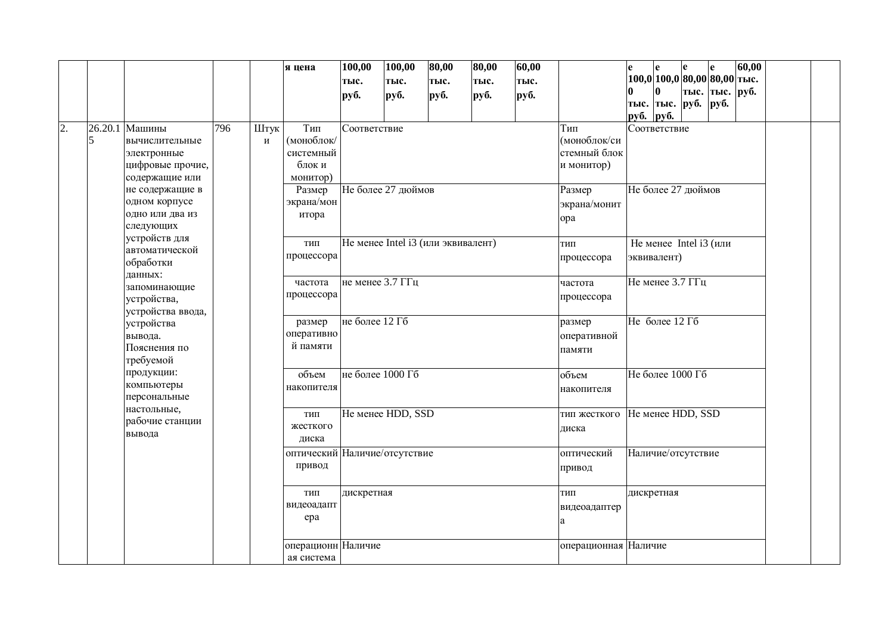| | | | | | я цена | 100,00 тыс. руб. | 100,00 тыс. руб. | 80,00 тыс. руб. | 80,00 тыс. руб. | 60,00 тыс. руб. | | е 100,00 тыс. руб. | е 100,00 тыс. руб. | е 80,00 тыс. руб. | е 80,00 тыс. руб. | 60,00 тыс. руб. | | |
|---|---|---|---|---|---|---|---|---|---|---|---|---|---|---|---|---|---|---|
| 2. | 26.20.15 | Машины вычислительные электронные цифровые прочие, содержащие или не содержащие в одном корпусе одно или два из следующих устройств для автоматической обработки данных: запоминающие устройства, устройства ввода, устройства вывода. Пояснения по требуемой продукции: компьютеры персональные настольные, рабочие станции вывода | 796 | Штуки | Тип (моноблок/ системный блок и монитор) | Соответствие | | | | | Тип (моноблок/системный блок и монитор) | Соответствие | | | | | | |
| | | | | | Размер экрана/монитора | Не более 27 дюймов | | | | | Размер экрана/монитора | Не более 27 дюймов | | | | | | |
| | | | | | тип процессора | Не менее Intel i3 (или эквивалент) | | | | | тип процессора | Не менее Intel i3 (или эквивалент) | | | | | | |
| | | | | | частота процессора | не менее 3.7 ГГц | | | | | частота процессора | Не менее 3.7 ГГц | | | | | | |
| | | | | | размер оперативной памяти | не более 12 Гб | | | | | размер оперативной памяти | Не более 12 Гб | | | | | | |
| | | | | | объем накопителя | не более 1000 Гб | | | | | объем накопителя | Не более 1000 Гб | | | | | | |
| | | | | | тип жесткого диска | Не менее HDD, SSD | | | | | тип жесткого диска | Не менее HDD, SSD | | | | | | |
| | | | | | оптический привод | Наличие/отсутствие | | | | | оптический привод | Наличие/отсутствие | | | | | | |
| | | | | | тип видеоадаптера | дискретная | | | | | тип видеоадаптера | дискретная | | | | | | |
| | | | | | операционная система | Наличие | | | | | операционная | Наличие | | | | | | |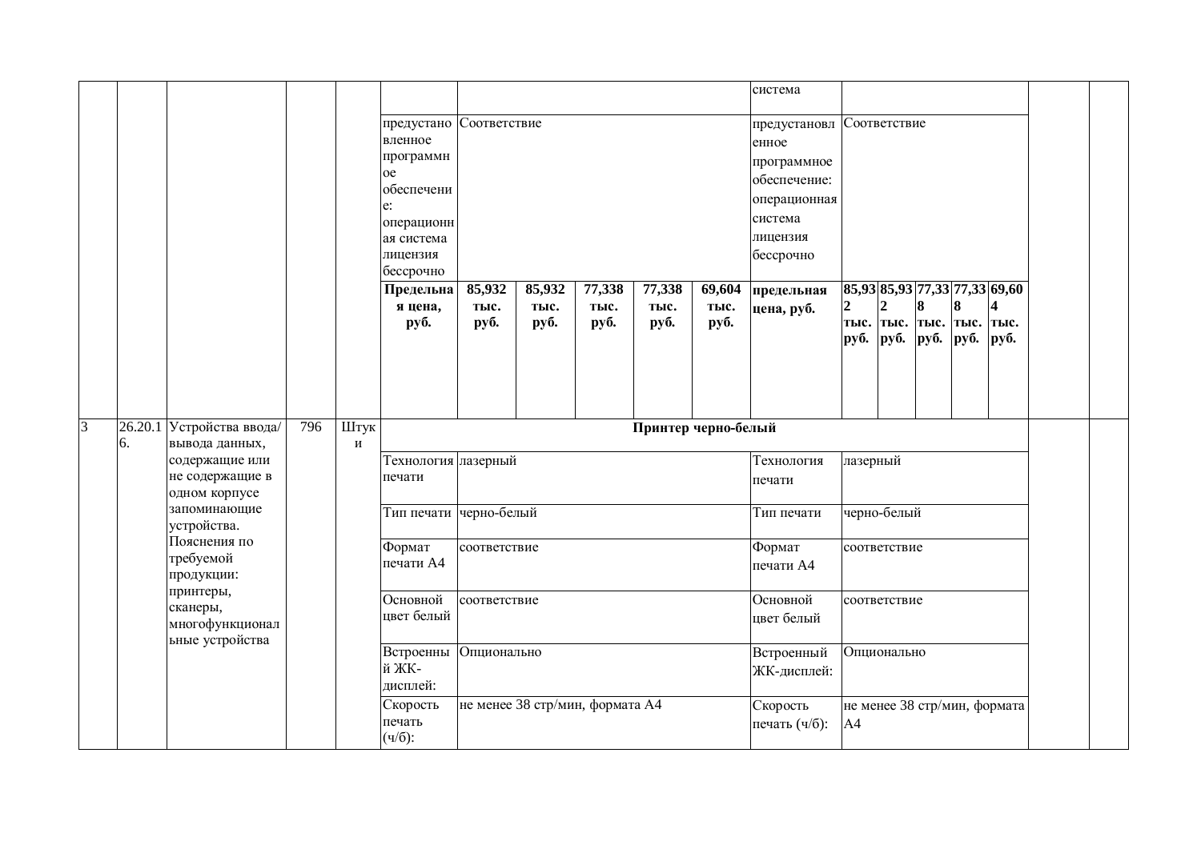| | | | | | | | | | | | | | | | | | |
|---|---|---|---|---|---|---|---|---|---|---|---|---|---|---|---|---|---|
| | | | | | | | | | | | система | | | | | | |
| | | | | | предустановленное программное обеспечение: операционная система лицензия бессрочно | Соответствие | | | | | предустановленное программное обеспечение: операционная система лицензия бессрочно | Соответствие | | | | | |
| | | | | | **Предельная цена, руб.** | **85,932 тыс. руб.** | **85,932 тыс. руб.** | **77,338 тыс. руб.** | **77,338 тыс. руб.** | **69,604 тыс. руб.** | **предельная цена, руб.** | **85,932 тыс. руб.** | **85,932 тыс. руб.** | **77,338 тыс. руб.** | **77,338 тыс. руб.** | **69,604 тыс. руб.** | |
| 3 | 26.20.16. | Устройства ввода/вывода данных, содержащие или не содержащие в одном корпусе запоминающие устройства. Пояснения по требуемой продукции: принтеры, сканеры, многофункциональные устройства | 796 | Штуки | **Принтер черно-белый** | | | | | | | | | | | | |
| | | | | | Технология печати | лазерный | | | | | Технология печати | лазерный | | | | | |
| | | | | | Тип печати | черно-белый | | | | | Тип печати | черно-белый | | | | | |
| | | | | | Формат печати A4 | соответствие | | | | | Формат печати A4 | соответствие | | | | | |
| | | | | | Основной цвет белый | соответствие | | | | | Основной цвет белый | соответствие | | | | | |
| | | | | | Встроенный ЖК-дисплей: | Опционально | | | | | Встроенный ЖК-дисплей: | Опционально | | | | | |
| | | | | | Скорость печать (ч/б): | не менее 38 стр/мин, формата А4 | | | | | Скорость печать (ч/б): | не менее 38 стр/мин, формата А4 | | | | | |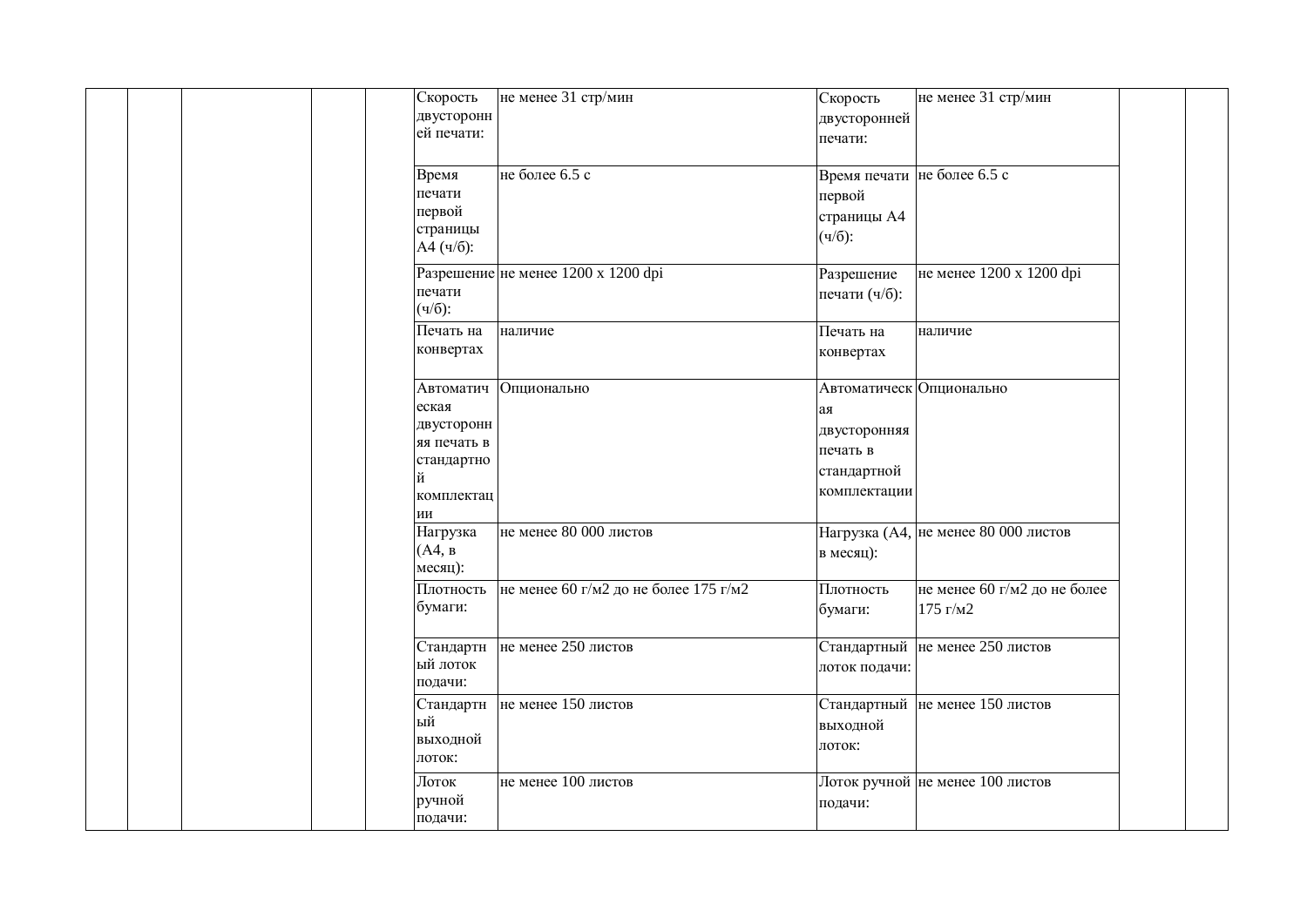| | | | | | | | | | | |
|---|---|---|---|---|---|---|---|---|---|---|
| | | | | | Скорость двусторонней печати: | не менее 31 стр/мин | Скорость двусторонней печати: | не менее 31 стр/мин | | |
| | | | | | Время печати первой страницы А4 (ч/б): | не более 6.5 с | Время печати первой страницы А4 (ч/б): | не более 6.5 с | | |
| | | | | | Разрешение печати (ч/б): | не менее 1200 x 1200 dpi | Разрешение печати (ч/б): | не менее 1200 x 1200 dpi | | |
| | | | | | Печать на конвертах | наличие | Печать на конвертах | наличие | | |
| | | | | | Автоматическая двусторонняя печать в стандартной комплектации | Опционально | Автоматическая двусторонняя печать в стандартной комплектации | Опционально | | |
| | | | | | Нагрузка (А4, в месяц): | не менее 80 000 листов | Нагрузка (А4, в месяц): | не менее 80 000 листов | | |
| | | | | | Плотность бумаги: | не менее 60 г/м2 до не более 175 г/м2 | Плотность бумаги: | не менее 60 г/м2 до не более 175 г/м2 | | |
| | | | | | Стандартный лоток подачи: | не менее 250 листов | Стандартный лоток подачи: | не менее 250 листов | | |
| | | | | | Стандартный выходной лоток: | не менее 150 листов | Стандартный выходной лоток: | не менее 150 листов | | |
| | | | | | Лоток ручной подачи: | не менее 100 листов | Лоток ручной подачи: | не менее 100 листов | | |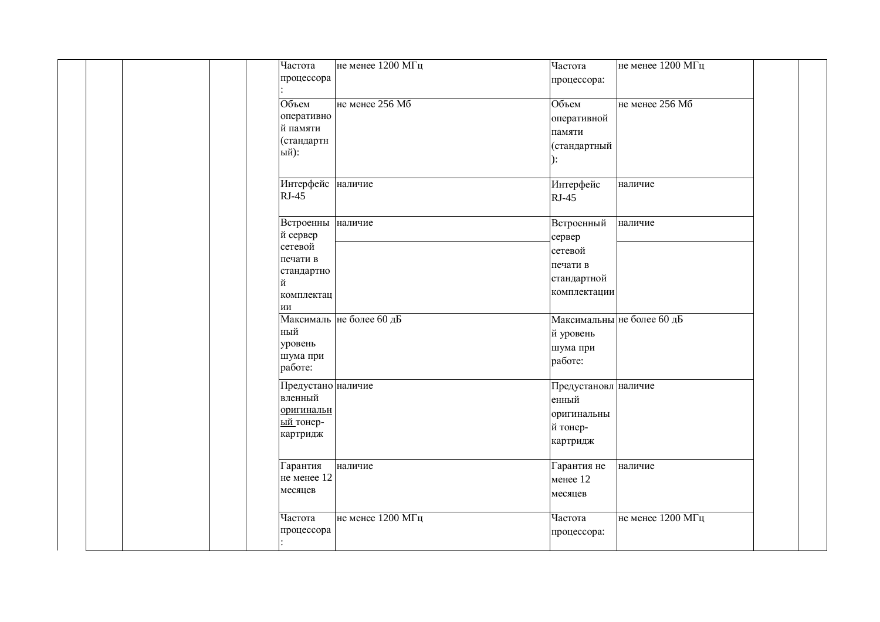| | | | | | | | | | | |
|---|---|---|---|---|---|---|---|---|---|---|
| | | | | | Частота процессора: | не менее 1200 МГц | Частота процессора: | не менее 1200 МГц | | |
| | | | | | Объем оперативной памяти (стандартный): | не менее 256 Мб | Объем оперативной памяти (стандартный): | не менее 256 Мб | | |
| | | | | | Интерфейс RJ-45 | наличие | Интерфейс RJ-45 | наличие | | |
| | | | | | Встроенный сервер сетевой печати в стандартной комплектации | наличие | Встроенный сервер сетевой печати в стандартной комплектации | наличие | | |
| | | | | | Максимальный уровень шума при работе: | не более 60 дБ | Максимальный уровень шума при работе: | не более 60 дБ | | |
| | | | | | Предустановленный оригинальный тонер-картридж | наличие | Предустановленный оригинальный тонер-картридж | наличие | | |
| | | | | | Гарантия не менее 12 месяцев | наличие | Гарантия не менее 12 месяцев | наличие | | |
| | | | | | Частота процессора: | не менее 1200 МГц | Частота процессора: | не менее 1200 МГц | | |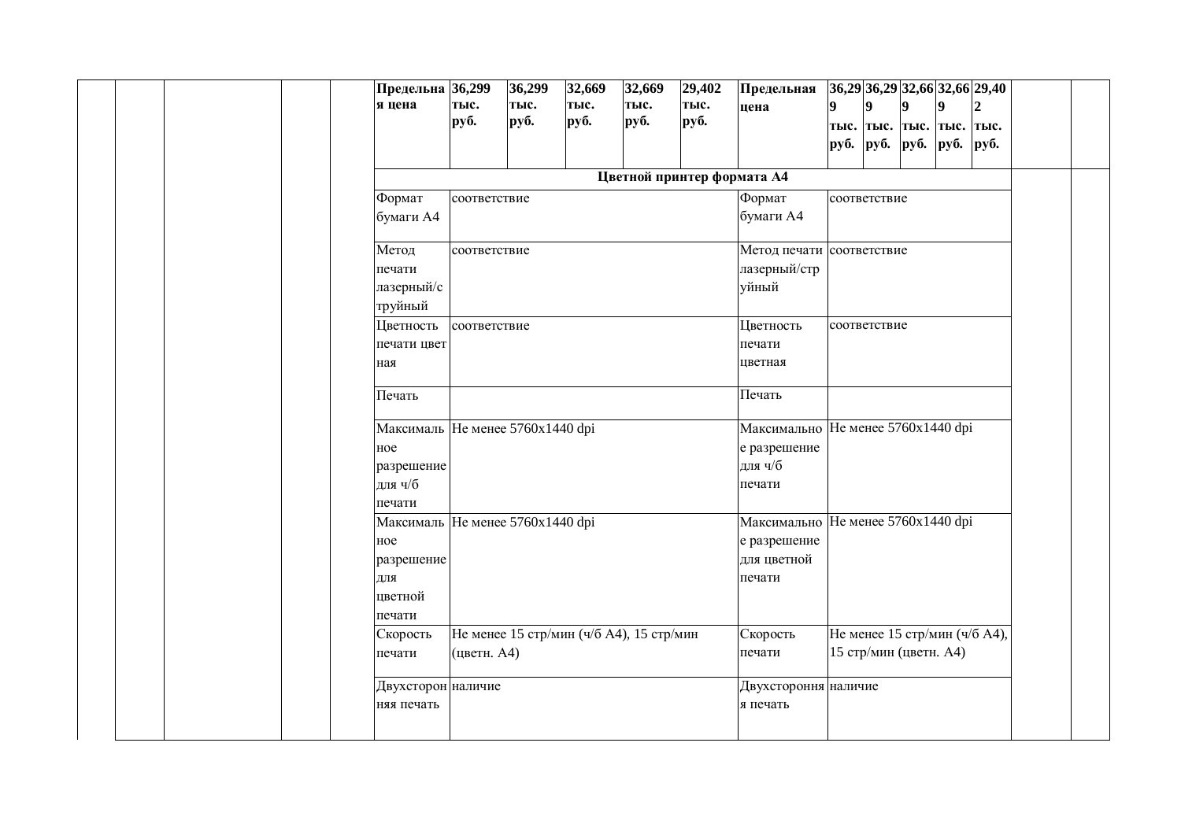| | | | | | Предельная цена | 36,299 тыс. руб. | 36,299 тыс. руб. | 32,669 тыс. руб. | 32,669 тыс. руб. | 29,402 тыс. руб. | Предельная цена | 36,299 тыс. руб. | 36,299 тыс. руб. | 32,669 тыс. руб. | 32,669 тыс. руб. | 29,402 тыс. руб. | | |
|---|---|---|---|---|---|---|---|---|---|---|---|---|---|---|---|---|---|---|
| | | | | | **Цветной принтер формата А4** | | | | | | | | | | | | | |
| | | | | | Формат бумаги А4 | соответствие | | | | | Формат бумаги А4 | соответствие | | | | | | |
| | | | | | Метод печати лазерный/струйный | соответствие | | | | | Метод печати лазерный/струйный | соответствие | | | | | | |
| | | | | | Цветность печати цветная | соответствие | | | | | Цветность печати цветная | соответствие | | | | | | |
| | | | | | Печать | | | | | | Печать | | | | | | | |
| | | | | | Максимальное разрешение для ч/б печати | Не менее 5760x1440 dpi | | | | | Максимальное разрешение для ч/б печати | Не менее 5760x1440 dpi | | | | | | |
| | | | | | Максимальное разрешение для цветной печати | Не менее 5760x1440 dpi | | | | | Максимальное разрешение для цветной печати | Не менее 5760x1440 dpi | | | | | | |
| | | | | | Скорость печати | Не менее 15 стр/мин (ч/б А4), 15 стр/мин (цветн. А4) | | | | | Скорость печати | Не менее 15 стр/мин (ч/б А4), 15 стр/мин (цветн. А4) | | | | | | |
| | | | | | Двухсторонняя печать | наличие | | | | | Двухсторонняя печать | наличие | | | | | | |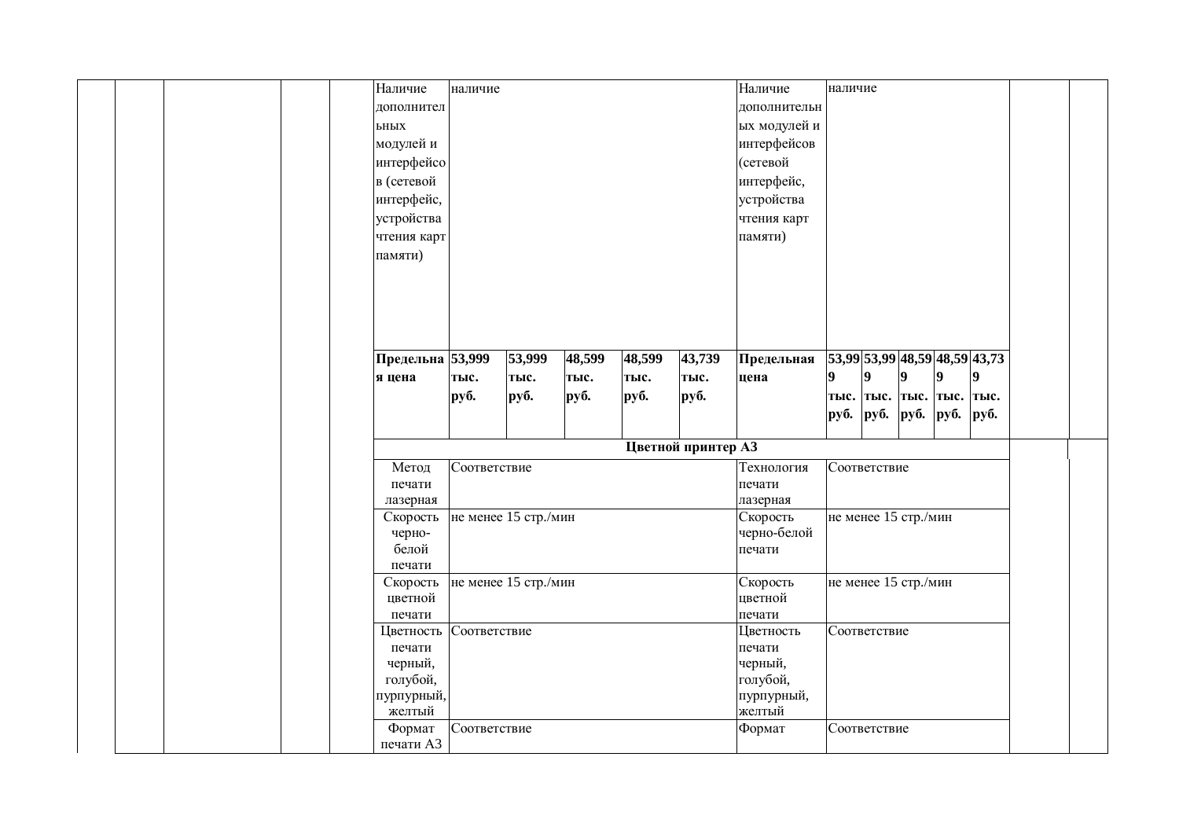| | | | | | | | | | | | | | | | | | | |
|---|---|---|---|---|---|---|---|---|---|---|---|---|---|---|---|---|---|---|
| | | | | | Наличие дополнительных модулей и интерфейсов (сетевой интерфейс, устройства чтения карт памяти) | наличие | | | | | Наличие дополнительных модулей и интерфейсов (сетевой интерфейс, устройства чтения карт памяти) | наличие | | | | | | |
| | | | | | **Предельная цена** | **53,999 тыс. руб.** | **53,999 тыс. руб.** | **48,599 тыс. руб.** | **48,599 тыс. руб.** | **43,739 тыс. руб.** | **Предельная цена** | **53,999 тыс. руб.** | **53,999 тыс. руб.** | **48,599 тыс. руб.** | **48,599 тыс. руб.** | **43,739 тыс. руб.** | | |
| | | | | | **Цветной принтер А3** | | | | | | | | | | | | | |
| | | | | | Метод печати лазерная | Соответствие | | | | | Технология печати лазерная | Соответствие | | | | | | |
| | | | | | Скорость черно-белой печати | не менее 15 стр./мин | | | | | Скорость черно-белой печати | не менее 15 стр./мин | | | | | | |
| | | | | | Скорость цветной печати | не менее 15 стр./мин | | | | | Скорость цветной печати | не менее 15 стр./мин | | | | | | |
| | | | | | Цветность печати черный, голубой, пурпурный, желтый | Соответствие | | | | | Цветность печати черный, голубой, пурпурный, желтый | Соответствие | | | | | | |
| | | | | | Формат печати А3 | Соответствие | | | | | Формат | Соответствие | | | | | | |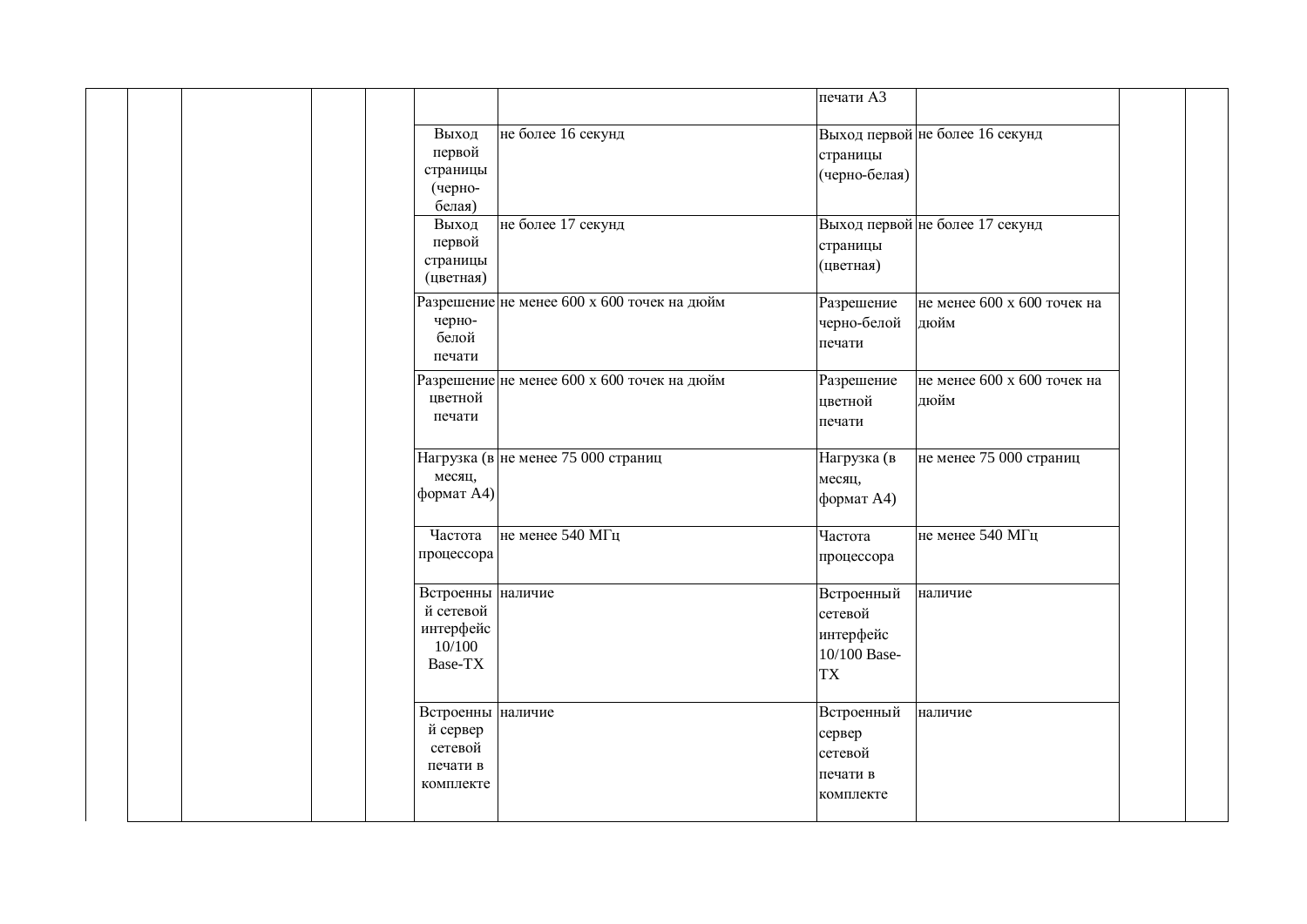| | | | | | | | печати А3 | | | |
|---|---|---|---|---|---|---|---|---|---|---|
| | | | | | Выход первой страницы (черно-белая) | не более 16 секунд | Выход первой страницы (черно-белая) | не более 16 секунд | | |
| | | | | | Выход первой страницы (цветная) | не более 17 секунд | Выход первой страницы (цветная) | не более 17 секунд | | |
| | | | | | Разрешение черно-белой печати | не менее 600 х 600 точек на дюйм | Разрешение черно-белой печати | не менее 600 х 600 точек на дюйм | | |
| | | | | | Разрешение цветной печати | не менее 600 х 600 точек на дюйм | Разрешение цветной печати | не менее 600 х 600 точек на дюйм | | |
| | | | | | Нагрузка (в месяц, формат А4) | не менее 75 000 страниц | Нагрузка (в месяц, формат А4) | не менее 75 000 страниц | | |
| | | | | | Частота процессора | не менее 540 МГц | Частота процессора | не менее 540 МГц | | |
| | | | | | Встроенный сетевой интерфейс 10/100 Base-TX | наличие | Встроенный сетевой интерфейс 10/100 Base-TX | наличие | | |
| | | | | | Встроенный сервер сетевой печати в комплекте | наличие | Встроенный сервер сетевой печати в комплекте | наличие | | |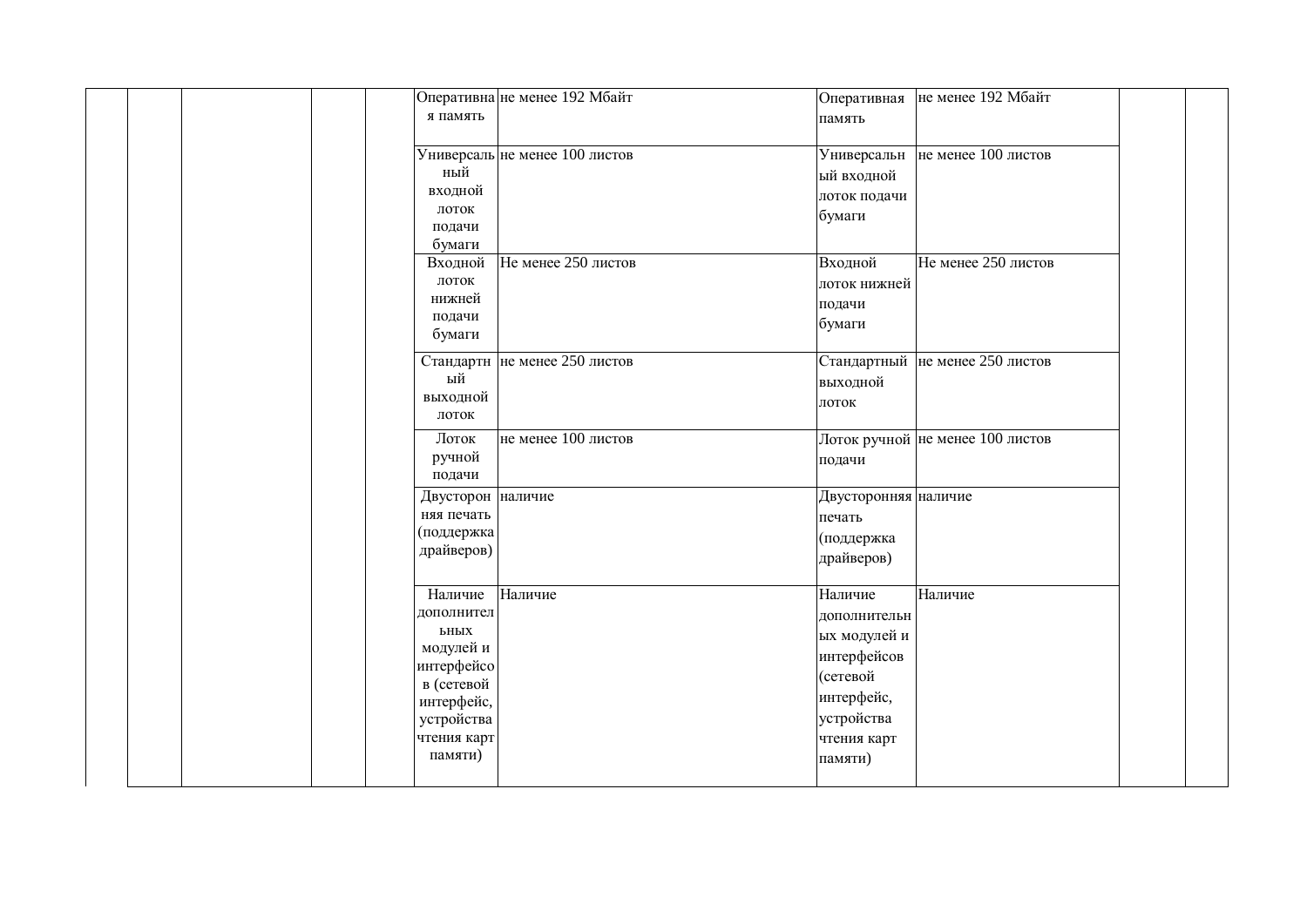| | | | | | | | | | | |
|---|---|---|---|---|---|---|---|---|---|---|
| | | | | | Оперативная память | не менее 192 Мбайт | Оперативная память | не менее 192 Мбайт | | |
| | | | | | Универсальный входной лоток подачи бумаги | не менее 100 листов | Универсальный входной лоток подачи бумаги | не менее 100 листов | | |
| | | | | | Входной лоток нижней подачи бумаги | Не менее 250 листов | Входной лоток нижней подачи бумаги | Не менее 250 листов | | |
| | | | | | Стандартный выходной лоток | не менее 250 листов | Стандартный выходной лоток | не менее 250 листов | | |
| | | | | | Лоток ручной подачи | не менее 100 листов | Лоток ручной подачи | не менее 100 листов | | |
| | | | | | Двусторонняя печать (поддержка драйверов) | наличие | Двусторонняя печать (поддержка драйверов) | наличие | | |
| | | | | | Наличие дополнительных модулей и интерфейсов (сетевой интерфейс, устройства чтения карт памяти) | Наличие | Наличие дополнительных модулей и интерфейсов (сетевой интерфейс, устройства чтения карт памяти) | Наличие | | |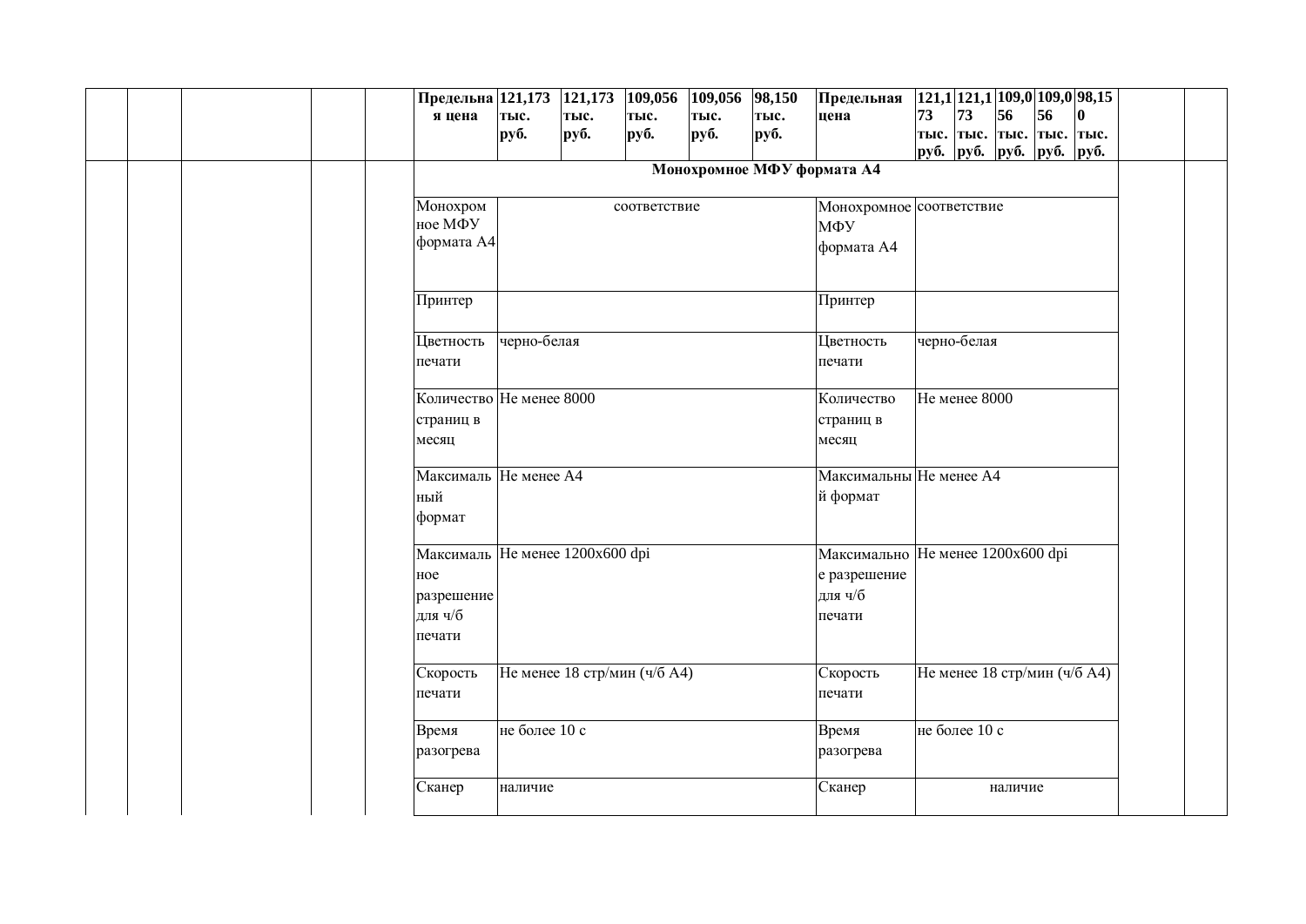| | | | | | Предельная цена | 121,173 тыс. руб. | 121,173 тыс. руб. | 109,056 тыс. руб. | 109,056 тыс. руб. | 98,150 тыс. руб. | Предельная цена | 121,173 тыс. руб. | 121,173 тыс. руб. | 109,056 тыс. руб. | 109,056 тыс. руб. | 98,150 тыс. руб. | | |
|---|---|---|---|---|---|---|---|---|---|---|---|---|---|---|---|---|---|---|
| | | | | | **Монохромное МФУ формата А4** | | | | | | | | | | | | | |
| | | | | | Монохромное МФУ формата А4 | соответствие | | | | | Монохромное МФУ формата А4 | соответствие | | | | | | |
| | | | | | Принтер | | | | | | Принтер | | | | | | | |
| | | | | | Цветность печати | черно-белая | | | | | Цветность печати | черно-белая | | | | | | |
| | | | | | Количество страниц в месяц | Не менее 8000 | | | | | Количество страниц в месяц | Не менее 8000 | | | | | | |
| | | | | | Максимальный формат | Не менее А4 | | | | | Максимальный формат | Не менее А4 | | | | | | |
| | | | | | Максимальное разрешение для ч/б печати | Не менее 1200x600 dpi | | | | | Максимальное разрешение для ч/б печати | Не менее 1200x600 dpi | | | | | | |
| | | | | | Скорость печати | Не менее 18 стр/мин (ч/б А4) | | | | | Скорость печати | Не менее 18 стр/мин (ч/б А4) | | | | | | |
| | | | | | Время разогрева | не более 10 с | | | | | Время разогрева | не более 10 с | | | | | | |
| | | | | | Сканер | наличие | | | | | Сканер | наличие | | | | | | |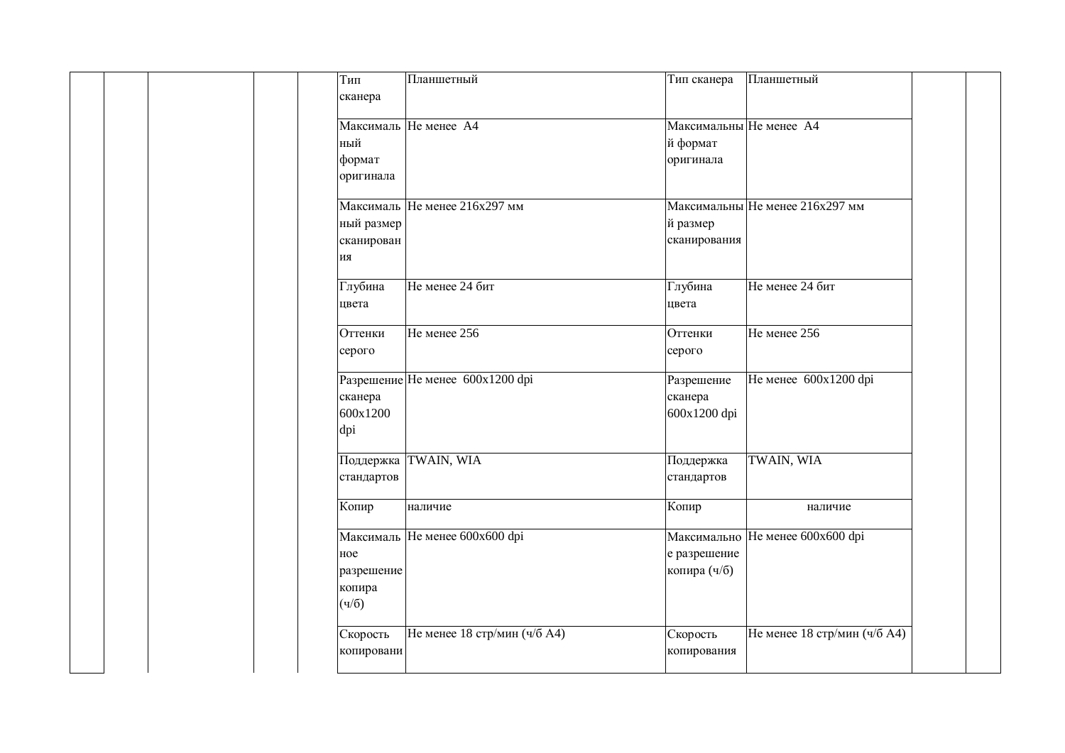|  |  |  |  |  | Тип сканера | Планшетный | Тип сканера | Планшетный |  |  |
|---|---|---|---|---|---|---|---|---|---|---|
|  |  |  |  |  | Максимальный формат оригинала | Не менее А4 | Максимальный формат оригинала | Не менее А4 |  |  |
|  |  |  |  |  | Максимальный размер сканирования | Не менее 216x297 мм | Максимальный размер сканирования | Не менее 216x297 мм |  |  |
|  |  |  |  |  | Глубина цвета | Не менее 24 бит | Глубина цвета | Не менее 24 бит |  |  |
|  |  |  |  |  | Оттенки серого | Не менее 256 | Оттенки серого | Не менее 256 |  |  |
|  |  |  |  |  | Разрешение сканера 600x1200 dpi | Не менее 600x1200 dpi | Разрешение сканера 600x1200 dpi | Не менее 600x1200 dpi |  |  |
|  |  |  |  |  | Поддержка стандартов | TWAIN, WIA | Поддержка стандартов | TWAIN, WIA |  |  |
|  |  |  |  |  | Копир | наличие | Копир | наличие |  |  |
|  |  |  |  |  | Максимальное разрешение копира (ч/б) | Не менее 600x600 dpi | Максимальное разрешение копира (ч/б) | Не менее 600x600 dpi |  |  |
|  |  |  |  |  | Скорость копировани | Не менее 18 стр/мин (ч/б А4) | Скорость копирования | Не менее 18 стр/мин (ч/б А4) |  |  |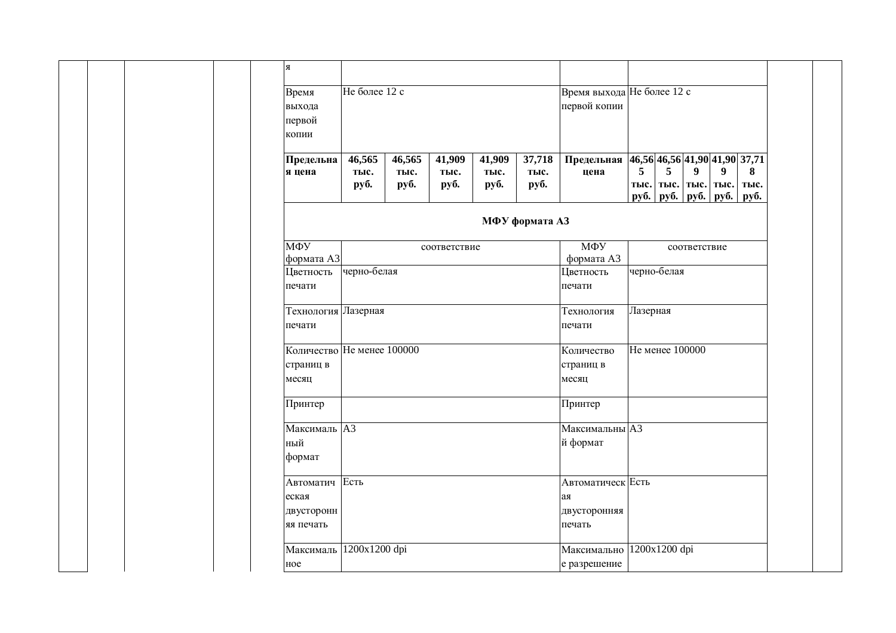| | | | | | | | | | | | | | | | | | | | |
|---|---|---|---|---|---|---|---|---|---|---|---|---|---|---|---|---|---|---|---|
| | | | | | я | | | | | | | | | | | | | | |
| | | | | | Время выхода первой копии | Не более 12 с | | | | | Время выхода первой копии | Не более 12 с | | | | | | | |
| | | | | | **Предельная цена** | **46,565 тыс. руб.** | **46,565 тыс. руб.** | **41,909 тыс. руб.** | **41,909 тыс. руб.** | **37,718 тыс. руб.** | **Предельная цена** | **46,565 тыс. руб.** | **46,565 тыс. руб.** | **41,909 тыс. руб.** | **41,909 тыс. руб.** | **37,718 тыс. руб.** | | | |
| | | | | | **МФУ формата А3** | | | | | | | | | | | | | | |
| | | | | | МФУ формата А3 | соответствие | | | | | МФУ формата А3 | соответствие | | | | | | | |
| | | | | | Цветность печати | черно-белая | | | | | Цветность печати | черно-белая | | | | | | | |
| | | | | | Технология печати | Лазерная | | | | | Технология печати | Лазерная | | | | | | | |
| | | | | | Количество страниц в месяц | Не менее 100000 | | | | | Количество страниц в месяц | Не менее 100000 | | | | | | | |
| | | | | | Принтер | | | | | | Принтер | | | | | | | | |
| | | | | | Максимальный формат | А3 | | | | | Максимальный формат | А3 | | | | | | | |
| | | | | | Автоматическая двусторонняя печать | Есть | | | | | Автоматическая двусторонняя печать | Есть | | | | | | | |
| | | | | | Максимальное | 1200x1200 dpi | | | | | Максимальное разрешение | 1200x1200 dpi | | | | | | | |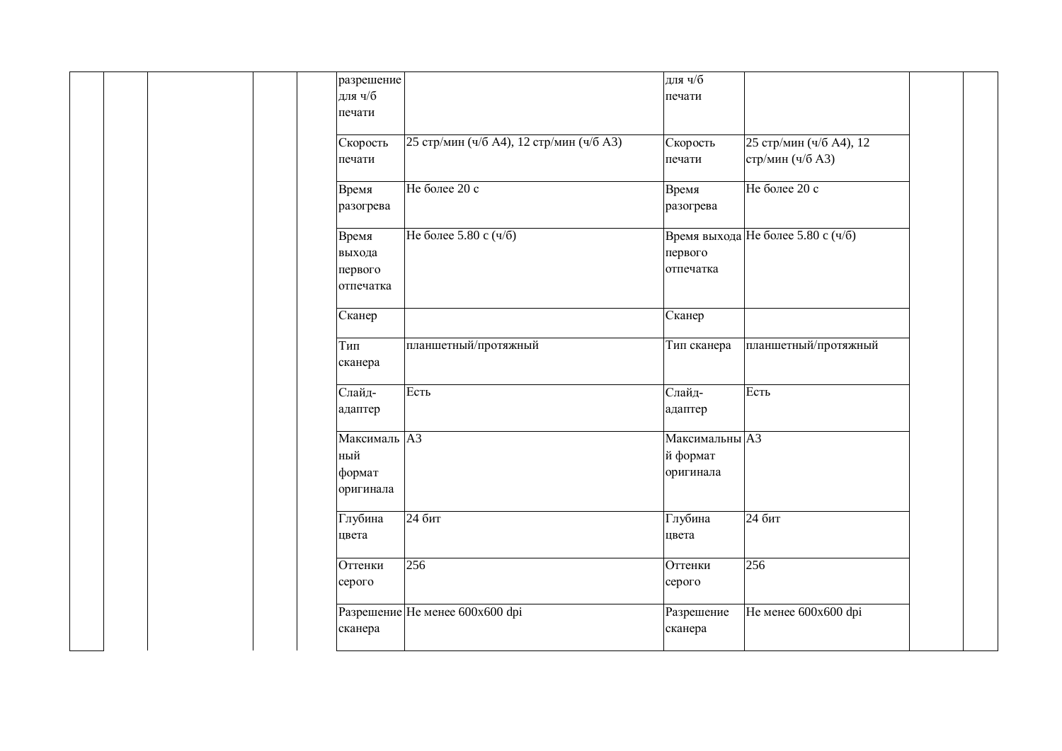|  |  |  |  |  |  |  |  |  |  |  |
|---|---|---|---|---|---|---|---|---|---|---|
|  |  |  |  |  | разрешение для ч/б печати |  | для ч/б печати |  |  |  |
|  |  |  |  |  | Скорость печати | 25 стр/мин (ч/б А4), 12 стр/мин (ч/б А3) | Скорость печати | 25 стр/мин (ч/б А4), 12 стр/мин (ч/б А3) |  |  |
|  |  |  |  |  | Время разогрева | Не более 20 с | Время разогрева | Не более 20 с |  |  |
|  |  |  |  |  | Время выхода первого отпечатка | Не более 5.80 с (ч/б) | Время выхода первого отпечатка | Не более 5.80 с (ч/б) |  |  |
|  |  |  |  |  | Сканер |  | Сканер |  |  |  |
|  |  |  |  |  | Тип сканера | планшетный/протяжный | Тип сканера | планшетный/протяжный |  |  |
|  |  |  |  |  | Слайд-адаптер | Есть | Слайд-адаптер | Есть |  |  |
|  |  |  |  |  | Максимальный формат оригинала | А3 | Максимальный формат оригинала | А3 |  |  |
|  |  |  |  |  | Глубина цвета | 24 бит | Глубина цвета | 24 бит |  |  |
|  |  |  |  |  | Оттенки серого | 256 | Оттенки серого | 256 |  |  |
|  |  |  |  |  | Разрешение сканера | Не менее 600x600 dpi | Разрешение сканера | Не менее 600x600 dpi |  |  |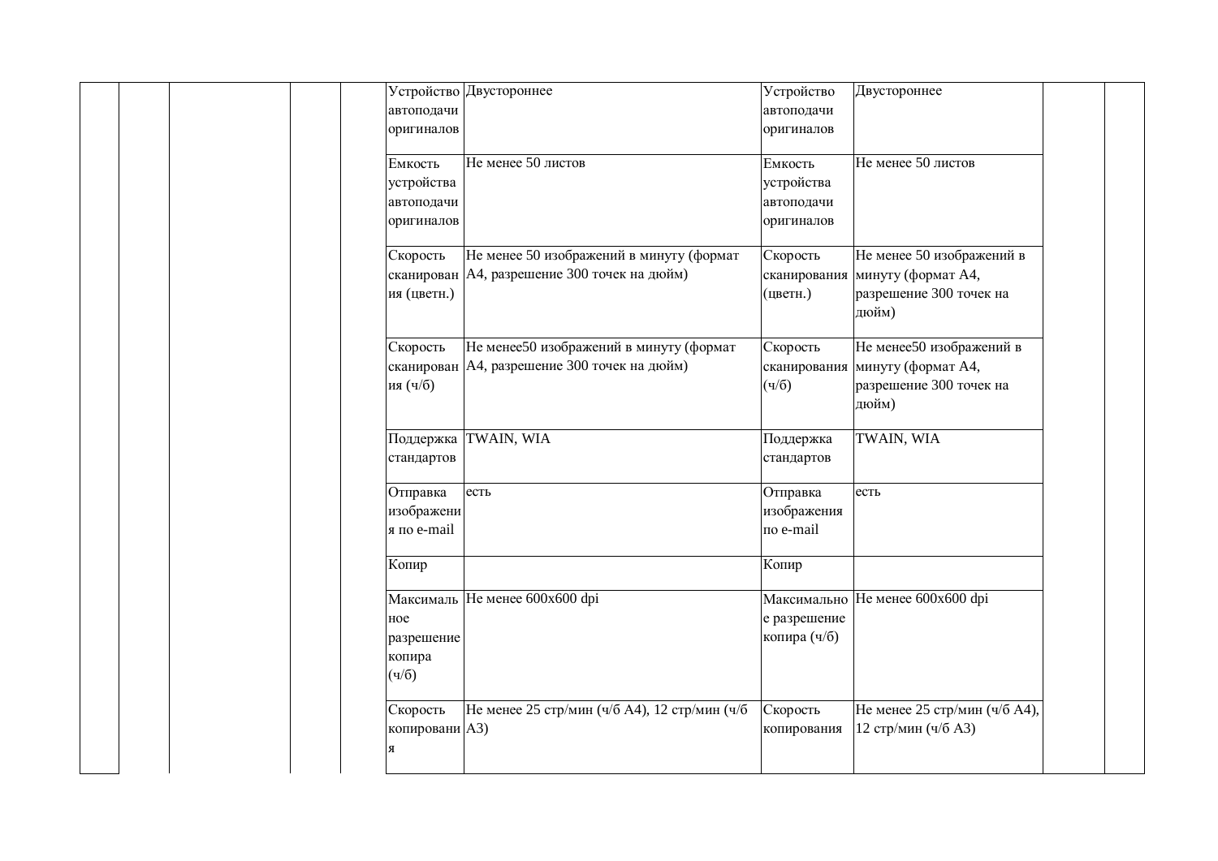| | | | | | | | | | | |
|---|---|---|---|---|---|---|---|---|---|---|
| | | | | | Устройство автоподачи оригиналов | Двустороннее | Устройство автоподачи оригиналов | Двустороннее | | |
| | | | | | Емкость устройства автоподачи оригиналов | Не менее 50 листов | Емкость устройства автоподачи оригиналов | Не менее 50 листов | | |
| | | | | | Скорость сканирования (цветн.) | Не менее 50 изображений в минуту (формат А4, разрешение 300 точек на дюйм) | Скорость сканирования (цветн.) | Не менее 50 изображений в минуту (формат А4, разрешение 300 точек на дюйм) | | |
| | | | | | Скорость сканирования (ч/б) | Не менее50 изображений в минуту (формат А4, разрешение 300 точек на дюйм) | Скорость сканирования (ч/б) | Не менее50 изображений в минуту (формат А4, разрешение 300 точек на дюйм) | | |
| | | | | | Поддержка стандартов | TWAIN, WIA | Поддержка стандартов | TWAIN, WIA | | |
| | | | | | Отправка изображения по e-mail | есть | Отправка изображения по e-mail | есть | | |
| | | | | | Копир | | Копир | | | |
| | | | | | Максимальное разрешение копира (ч/б) | Не менее 600x600 dpi | Максимальное разрешение копира (ч/б) | Не менее 600x600 dpi | | |
| | | | | | Скорость копирования | Не менее 25 стр/мин (ч/б А4), 12 стр/мин (ч/б А3) | Скорость копирования | Не менее 25 стр/мин (ч/б А4), 12 стр/мин (ч/б А3) | | |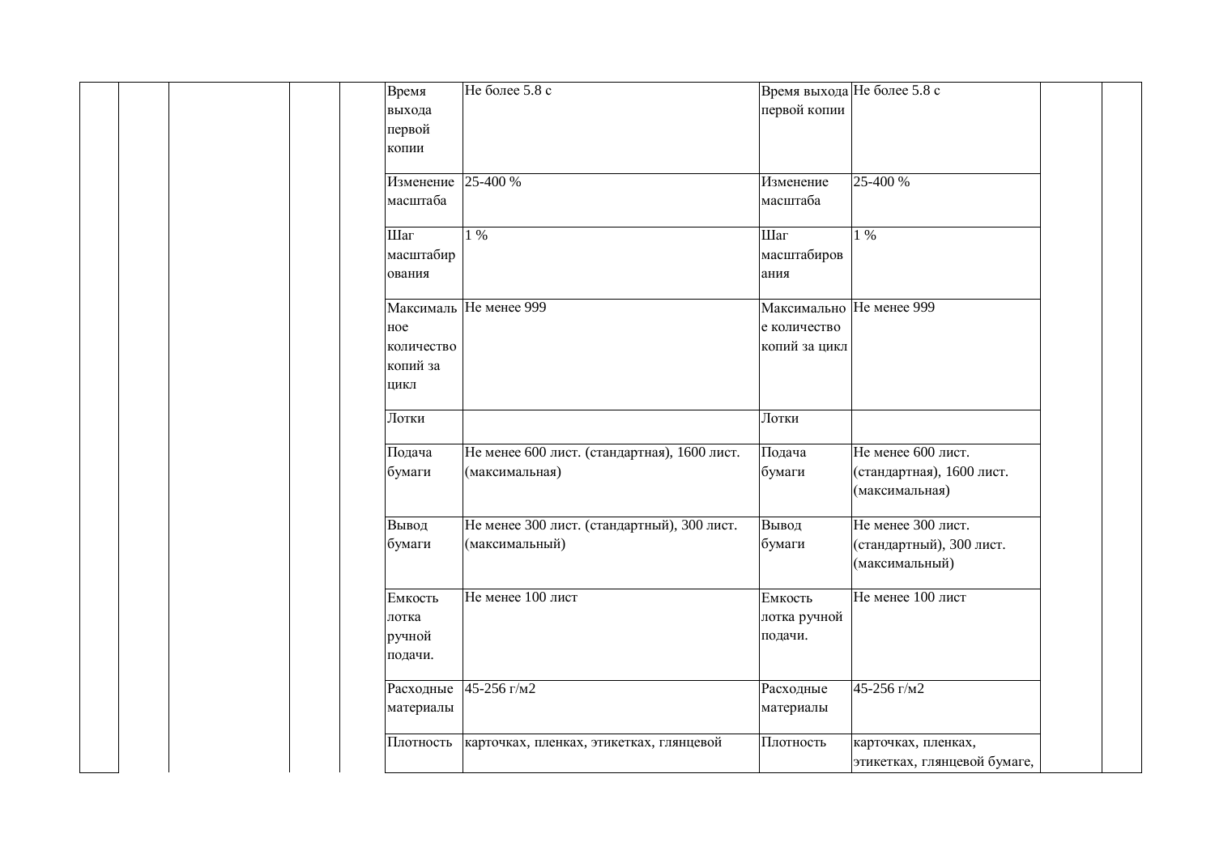| | | | | | | | | | | |
|---|---|---|---|---|---|---|---|---|---|---|
| | | | | | Время выхода первой копии | Не более 5.8 с | Время выхода первой копии | Не более 5.8 с | | |
| | | | | | Изменение масштаба | 25-400 % | Изменение масштаба | 25-400 % | | |
| | | | | | Шаг масштабирования | 1 % | Шаг масштабирования | 1 % | | |
| | | | | | Максимальное количество копий за цикл | Не менее 999 | Максимальное количество копий за цикл | Не менее 999 | | |
| | | | | | Лотки | | Лотки | | | |
| | | | | | Подача бумаги | Не менее 600 лист. (стандартная), 1600 лист. (максимальная) | Подача бумаги | Не менее 600 лист. (стандартная), 1600 лист. (максимальная) | | |
| | | | | | Вывод бумаги | Не менее 300 лист. (стандартный), 300 лист. (максимальный) | Вывод бумаги | Не менее 300 лист. (стандартный), 300 лист. (максимальный) | | |
| | | | | | Емкость лотка ручной подачи. | Не менее 100 лист | Емкость лотка ручной подачи. | Не менее 100 лист | | |
| | | | | | Расходные материалы | 45-256 г/м2 | Расходные материалы | 45-256 г/м2 | | |
| | | | | | Плотность | карточках, пленках, этикетках, глянцевой | Плотность | карточках, пленках, этикетках, глянцевой бумаге, | | |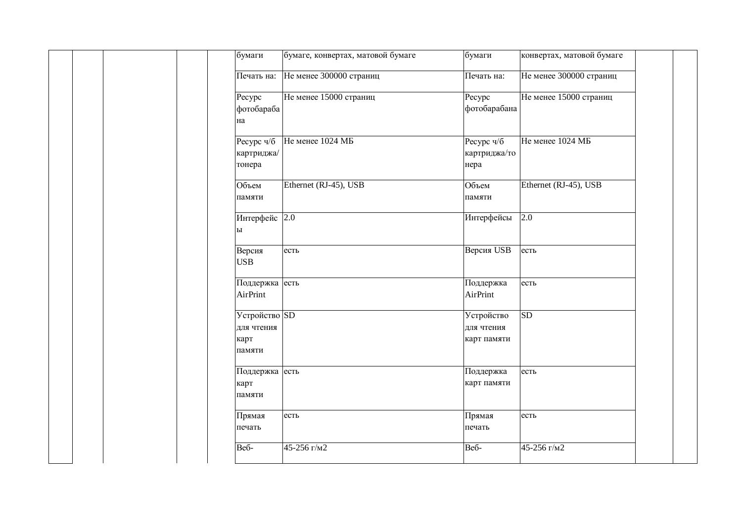| | | | | | | | | | | |
|---|---|---|---|---|---|---|---|---|---|---|
| | | | | | бумаги | бумаге, конвертах, матовой бумаге | бумаги | конвертах, матовой бумаге | | |
| | | | | | Печать на: | Не менее 300000 страниц | Печать на: | Не менее 300000 страниц | | |
| | | | | | Ресурс фотобарабана | Не менее 15000 страниц | Ресурс фотобарабана | Не менее 15000 страниц | | |
| | | | | | Ресурс ч/б картриджа/тонера | Не менее 1024 МБ | Ресурс ч/б картриджа/тонера | Не менее 1024 МБ | | |
| | | | | | Объем памяти | Ethernet (RJ-45), USB | Объем памяти | Ethernet (RJ-45), USB | | |
| | | | | | Интерфейсы | 2.0 | Интерфейсы | 2.0 | | |
| | | | | | Версия USB | есть | Версия USB | есть | | |
| | | | | | Поддержка AirPrint | есть | Поддержка AirPrint | есть | | |
| | | | | | Устройство для чтения карт памяти | SD | Устройство для чтения карт памяти | SD | | |
| | | | | | Поддержка карт памяти | есть | Поддержка карт памяти | есть | | |
| | | | | | Прямая печать | есть | Прямая печать | есть | | |
| | | | | | Веб- | 45-256 г/м2 | Веб- | 45-256 г/м2 | | |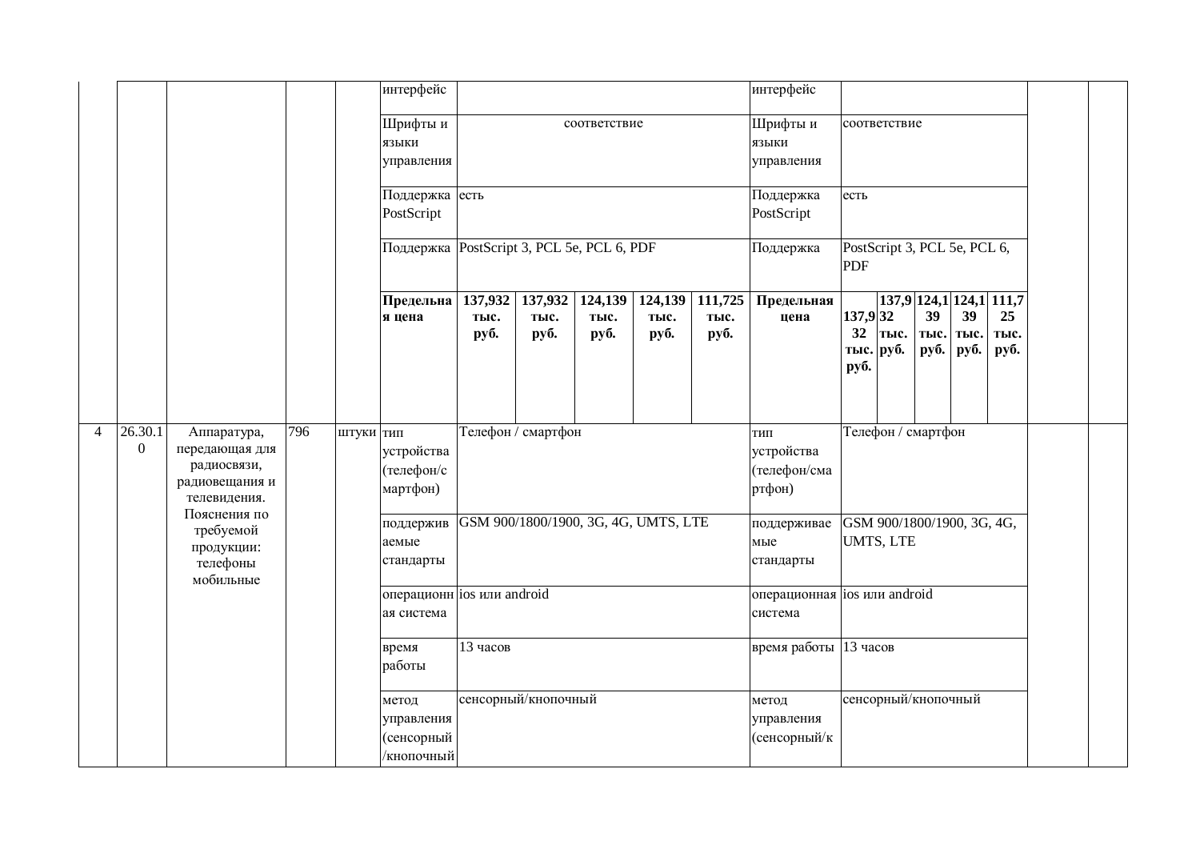| | | | | | интерфейс | | | | | | интерфейс | | | | | | | |
|---|---|---|---|---|---|---|---|---|---|---|---|---|---|---|---|---|---|---|
| | | | | | Шрифты и языки управления | соответствие | | | | | Шрифты и языки управления | соответствие | | | | | | |
| | | | | | Поддержка PostScript | есть | | | | | Поддержка PostScript | есть | | | | | | |
| | | | | | Поддержка | PostScript 3, PCL 5e, PCL 6, PDF | | | | | Поддержка | PostScript 3, PCL 5e, PCL 6, PDF | | | | | | |
| | | | | | **Предельная цена** | **137,932 тыс. руб.** | **137,932 тыс. руб.** | **124,139 тыс. руб.** | **124,139 тыс. руб.** | **111,725 тыс. руб.** | **Предельная цена** | **137,932 тыс. руб.** | **137,932 тыс. руб.** | **124,139 тыс. руб.** | **124,139 тыс. руб.** | **111,725 тыс. руб.** | | |
| 4 | 26.30.10 | Аппаратура, передающая для радиосвязи, радиовещания и телевидения. Пояснения по требуемой продукции: телефоны мобильные | 796 | штуки | тип устройства (телефон/смартфон) | Телефон / смартфон | | | | | тип устройства (телефон/смартфон) | Телефон / смартфон | | | | | | |
| | | | | | поддерживаемые стандарты | GSM 900/1800/1900, 3G, 4G, UMTS, LTE | | | | | поддерживаемые стандарты | GSM 900/1800/1900, 3G, 4G, UMTS, LTE | | | | | | |
| | | | | | операционная система | ios или android | | | | | операционная система | ios или android | | | | | | |
| | | | | | время работы | 13 часов | | | | | время работы | 13 часов | | | | | | |
| | | | | | метод управления (сенсорный/кнопочный | сенсорный/кнопочный | | | | | метод управления (сенсорный/к | сенсорный/кнопочный | | | | | | |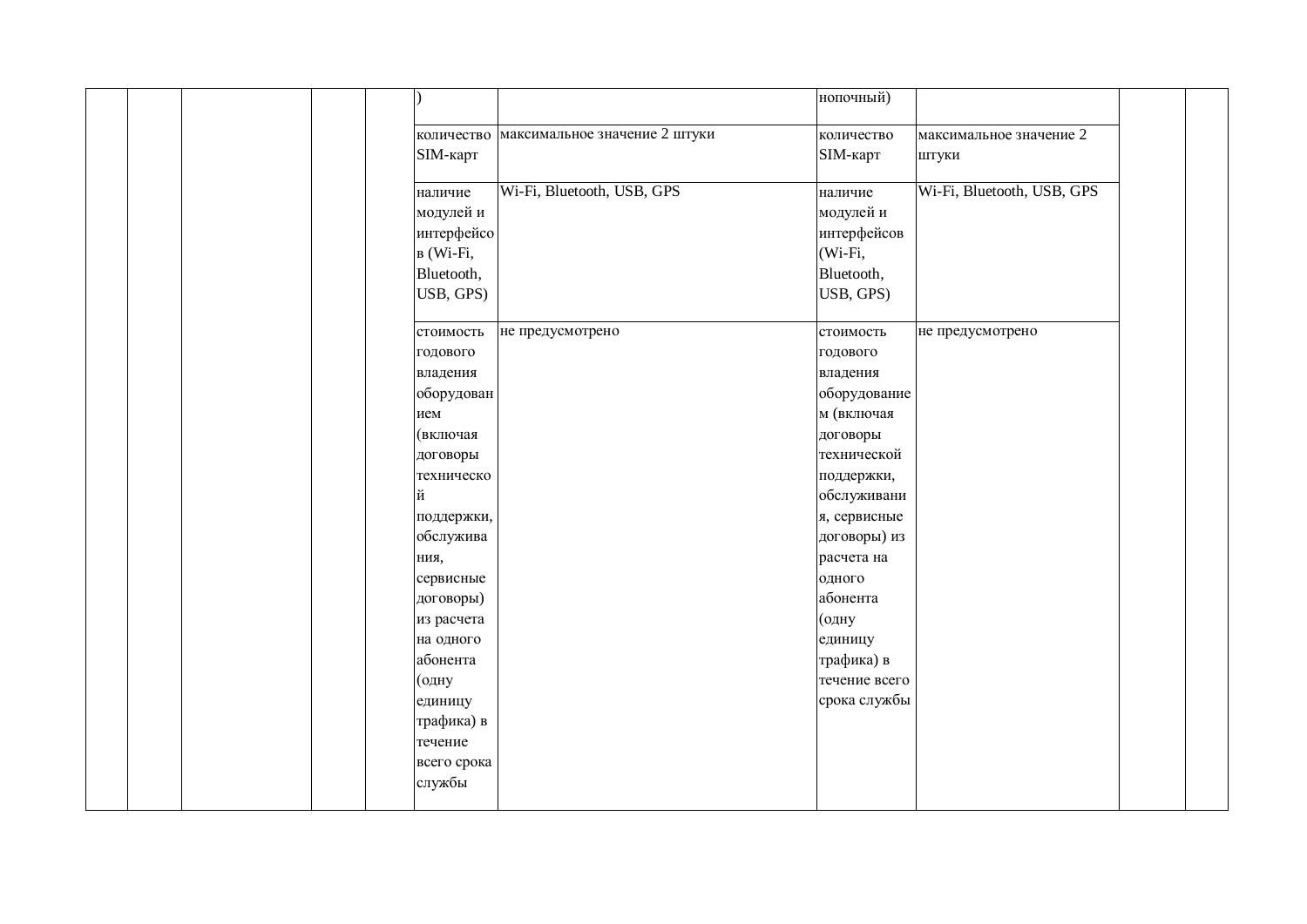| | | | | | ) | | нопочный) | | | |
|---|---|---|---|---|---|---|---|---|---|---|
| | | | | | количество SIM-карт | максимальное значение 2 штуки | количество SIM-карт | максимальное значение 2 штуки | | |
| | | | | | наличие модулей и интерфейсов (Wi-Fi, Bluetooth, USB, GPS) | Wi-Fi, Bluetooth, USB, GPS | наличие модулей и интерфейсов (Wi-Fi, Bluetooth, USB, GPS) | Wi-Fi, Bluetooth, USB, GPS | | |
| | | | | | стоимость годового владения оборудованием (включая договоры технической поддержки, обслуживания, сервисные договоры) из расчета на одного абонента (одну единицу трафика) в течение всего срока службы | не предусмотрено | стоимость годового владения оборудованием (включая договоры технической поддержки, обслуживания, сервисные договоры) из расчета на одного абонента (одну единицу трафика) в течение всего срока службы | не предусмотрено | | |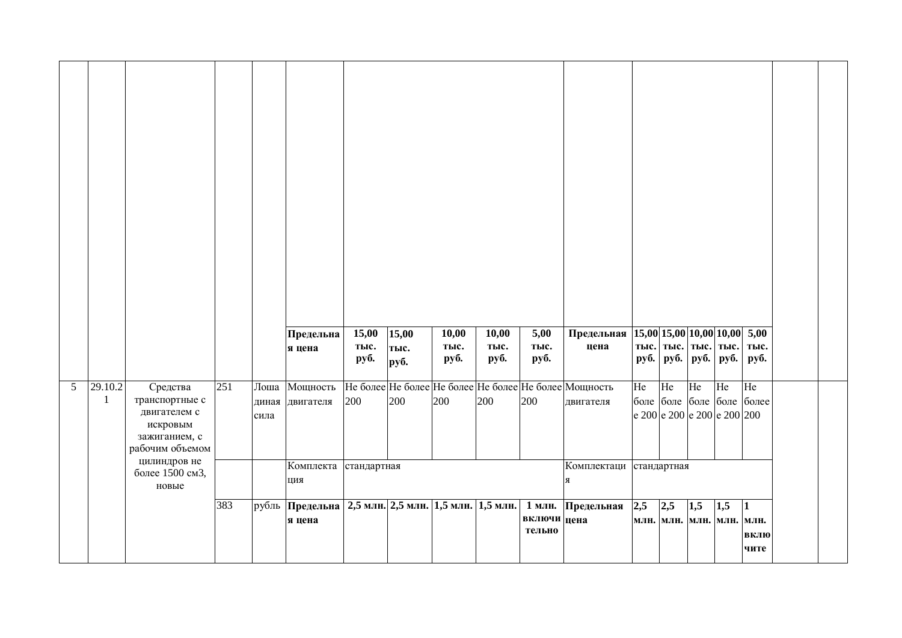| | | | | | | | | | | | | | | | | | | |
|---|---|---|---|---|---|---|---|---|---|---|---|---|---|---|---|---|---|---|
| | | | | | **Предельная цена** | **15,00 тыс. руб.** | **15,00 тыс. руб.** | **10,00 тыс. руб.** | **10,00 тыс. руб.** | **5,00 тыс. руб.** | **Предельная цена** | **15,00 тыс. руб.** | **15,00 тыс. руб.** | **10,00 тыс. руб.** | **10,00 тыс. руб.** | **5,00 тыс. руб.** | | |
| 5 | 29.10.21 | Средства транспортные с двигателем с искровым зажиганием, с рабочим объемом цилиндров не более 1500 см3, новые | 251 | Лошадиная сила | Мощность двигателя | Не более 200 | Не более 200 | Не более 200 | Не более 200 | Не более 200 | Мощность двигателя | Не более 200 | Не более 200 | Не более 200 | Не более 200 | Не более 200 | | |
| | | | | | Комплектация | стандартная | | | | | Комплектация | стандартная | | | | | | |
| | | | 383 | рубль | **Предельная цена** | **2,5 млн.** | **2,5 млн.** | **1,5 млн.** | **1,5 млн.** | **1 млн. включительно** | **Предельная цена** | **2,5 млн.** | **2,5 млн.** | **1,5 млн.** | **1,5 млн.** | **1 млн. включите** | | |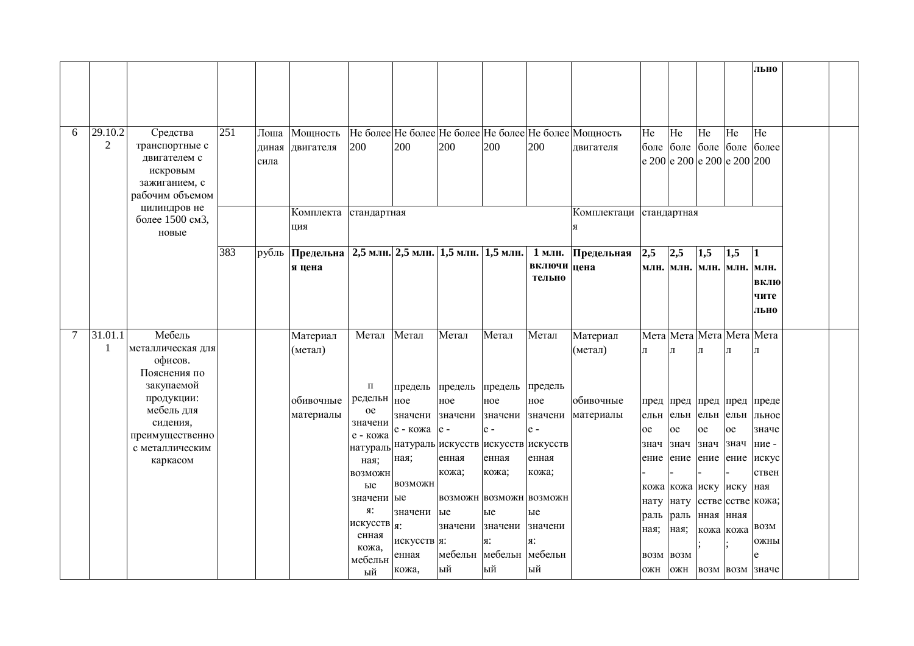| | | | | | | | | | | | | | | | | | | |
|---|---|---|---|---|---|---|---|---|---|---|---|---|---|---|---|---|---|---|
| | | | | | | | | | | | | | | | | **льно** | | |
| 6 | 29.10.22 | Средства транспортные с двигателем с искровым зажиганием, с рабочим объемом цилиндров не более 1500 см3, новые | 251 | Лошадиная сила | Мощность двигателя | Не более 200 | Не более 200 | Не более 200 | Не более 200 | Не более 200 | Мощность двигателя | Не более 200 | Не более 200 | Не более 200 | Не более 200 | Не более 200 | | |
| | | | | | Комплектация | стандартная | | | | | Комплектация | стандартная | | | | | | |
| | | | 383 | рубль | **Предельная цена** | **2,5 млн.** | **2,5 млн.** | **1,5 млн.** | **1,5 млн.** | **1 млн. включительно** | **Предельная цена** | **2,5 млн.** | **2,5 млн.** | **1,5 млн.** | **1,5 млн.** | **1 млн. включительно** | | |
| 7 | 31.01.11 | Мебель металлическая для офисов. Пояснения по закупаемой продукции: мебель для сидения, преимущественно с металлическим каркасом | | | Материал (метал)<br><br>обивочные материалы | Метал<br><br>предельное значение - кожа натуральная; возможные значения: искусственная кожа, мебельный | Метал<br><br>предельное значение - кожа натуральная;<br><br>возможные значения: искусственная кожа, | Метал<br><br>предельное значение - искусственная кожа;<br><br>возможные значения: мебельный | Метал<br><br>предельное значение - искусственная кожа;<br><br>возможные значения: мебельный | Метал<br><br>предельное значение - искусственная кожа;<br><br>возможные значения: мебельный | Материал (метал)<br><br>обивочные материалы | Метал<br><br>предельное значение - кожа натуральная;<br><br>возможн | Метал<br><br>предельное значение - кожа натуральная;<br><br>возможн | Метал<br><br>предельное значение - искусственная кожа;<br><br>возм | Метал<br><br>предельное значение - искусственная кожа;<br><br>возм | Метал<br><br>предельное значение - искусственная кожа;<br><br>возможные значе | | |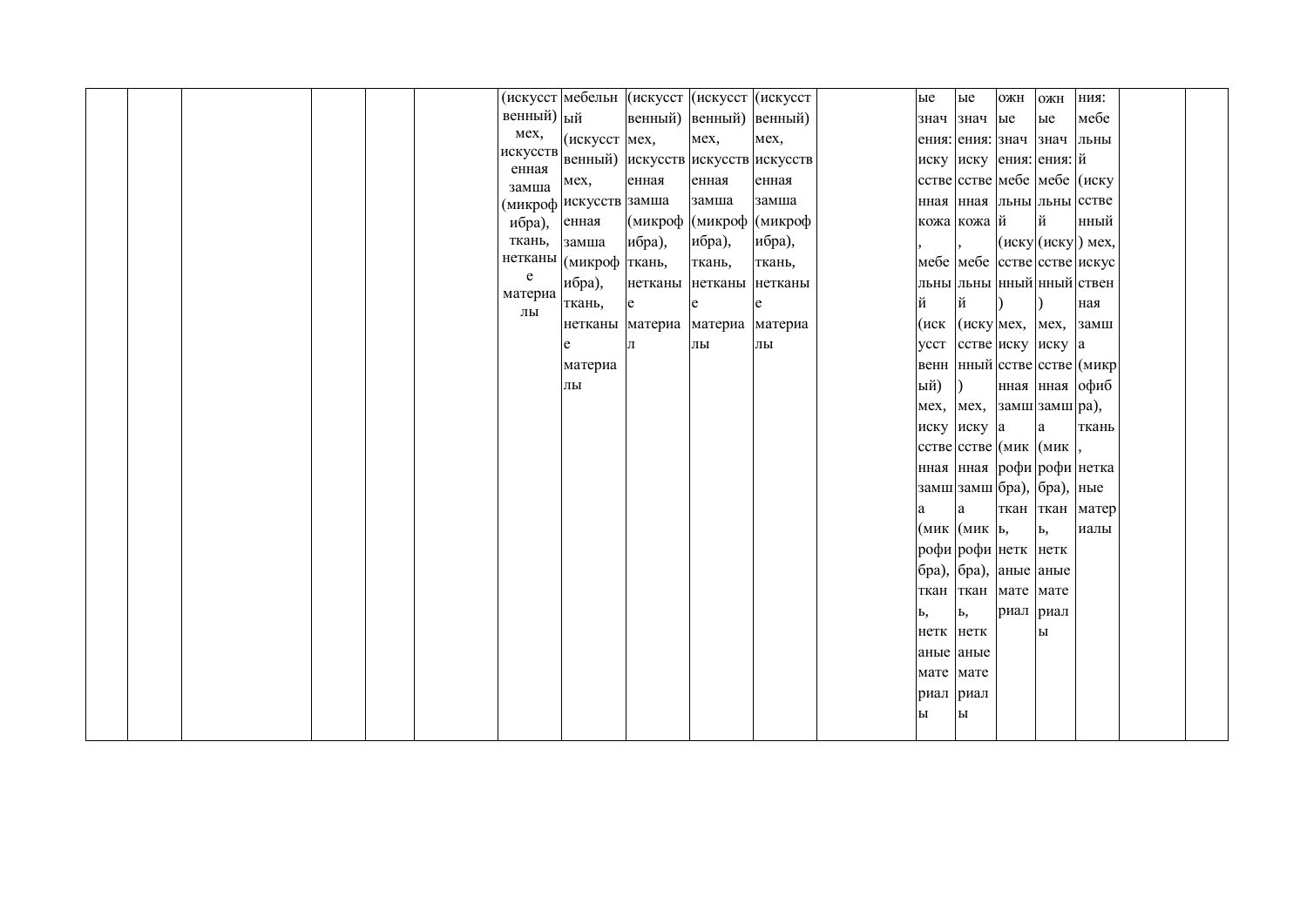| | | | | | | | | | | | | | | | | | | |
|---|---|---|---|---|---|---|---|---|---|---|---|---|---|---|---|---|---|---|
| | | | | | | (искусственный) мех, искусственная замша (микрофибра), ткань, нетканые материалы | мебельный (искусственный) мех, искусственная замша (микрофибра), ткань, нетканые материалы | (искусственный) мех, искусственная замша (микрофибра), ткань, нетканые материал | (искусственный) мех, искусственная замша (микрофибра), ткань, нетканые материалы | (искусственный) мех, искусственная замша (микрофибра), ткань, нетканые материалы | | ые значения: искусственная кожа, мебельный (искусственный) мех, искусственная замша (микрофибра), ткань, нетканые материалы | ые значения: искусственная кожа, мебельный (искусственный) мех, искусственная замша (микрофибра), ткань, нетканые материалы | ожные значения: мебельный (искусственный) мех, искусственная замша (микрофибра), ткань, нетканые материал | ожные значения: мебельный (искусственный) мех, искусственная замша (микрофибра), ткань, нетканые материалы | ния: мебельный (искусственный) мех, искусственная замша (микрофибра), ткань, нетканые материалы | | |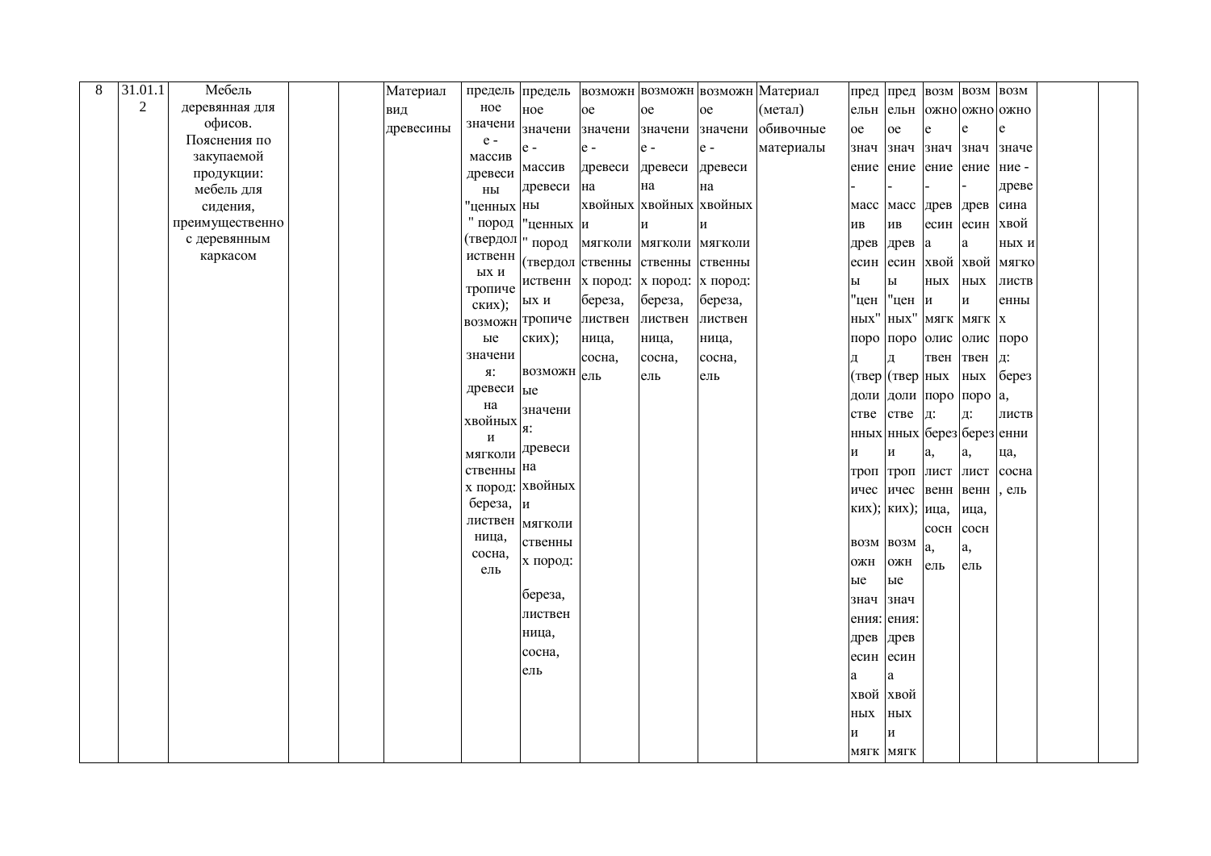| 8 | 31.01.12 | Мебель деревянная для офисов. Пояснения по закупаемой продукции: мебель для сидения, преимущественно с деревянным каркасом | | | Материал вид древесины | предельное значение - массив древесины "ценных" пород (твердолиственных и тропических); возможные значения: древесина хвойных и мягколиственных пород: береза, лиственница, сосна, ель | предельное значение - массив древесины "ценных" пород (твердолиственных и тропических); возможные значения: древесина хвойных и мягколиственных пород: береза, лиственница, сосна, ель | возможное значение - древесина хвойных и мягколиственных пород: береза, лиственница, сосна, ель | возможное значение - древесина хвойных и мягколиственных пород: береза, лиственница, сосна, ель | возможное значение - древесина хвойных и мягколиственных пород: береза, лиственница, сосна, ель | Материал (метал) обивочные материалы | предельное значение - массив древесины "ценных" пород (твердолиственных и тропических); возможные значения: древесина хвойных и мягк | предельное значение - массив древесины "ценных" пород (твердолиственных и тропических); возможные значения: древесина хвойных и мягк | возможное значение - древесина хвойных и мягколиственных пород: береза, лиственница, сосна, ель | возможное значение - древесина хвойных и мягколиственных пород: береза, лиственница, сосна, ель | возможное значение - древесина хвойных и мягколиственных пород: береза, лиственница, сосна, ель | | |
|---|---|---|---|---|---|---|---|---|---|---|---|---|---|---|---|---|---|---|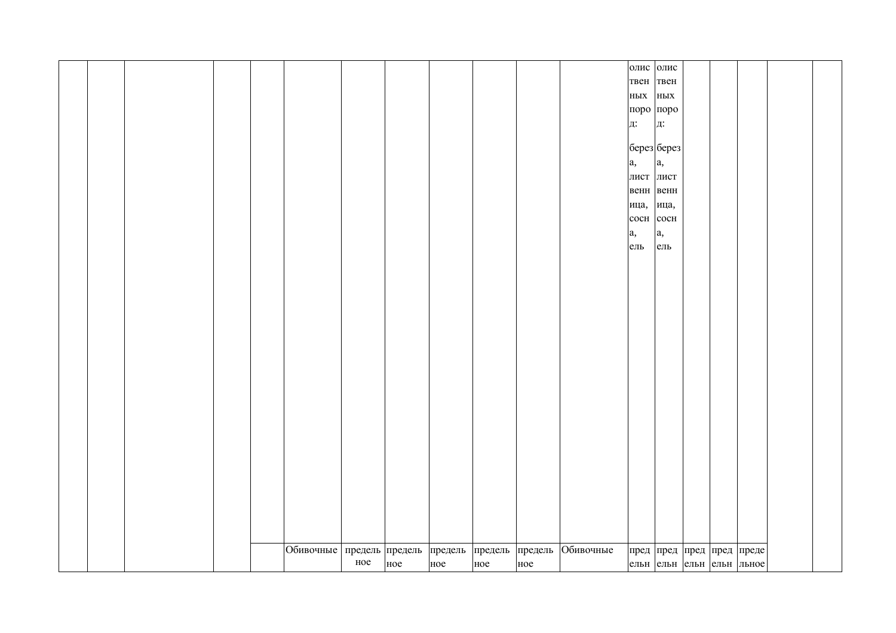| | | | | | | | | | | | | | | | | | | |
|---|---|---|---|---|---|---|---|---|---|---|---|---|---|---|---|---|---|---|
| | | | | | | | | | | | | олиственных пород: береза, лиственница, сосна, ель | олиственных пород: береза, лиственница, сосна, ель | | | | | |
| | | | | | Обивочные | предельное | предельное | предельное | предельное | предельное | Обивочные | предельн | предельн | предельн | предельн | предельное | | |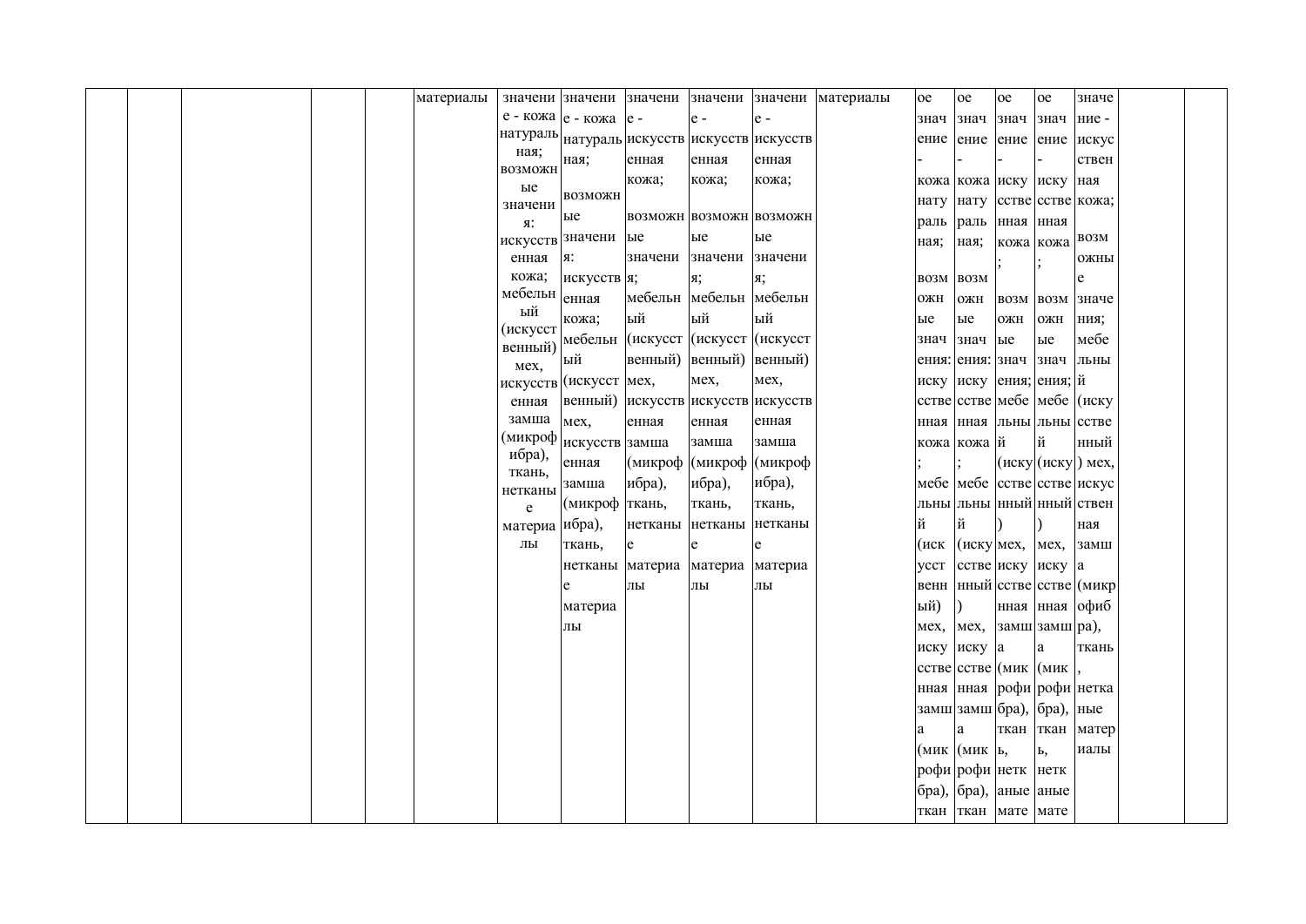| | | | | | | | | | | | | | | | | | | |
|---|---|---|---|---|---|---|---|---|---|---|---|---|---|---|---|---|---|---|
| | | | | | материалы | значение - кожа натуральная; возможные значения: искусственная кожа; мебельный (искусственный) мех, искусственная замша (микрофибра), ткань, нетканые материалы | значение - кожа натуральная; возможные значения: искусственная кожа; мебельный (искусственный) мех, искусственная замша (микрофибра), ткань, нетканые материалы | значение - искусственная кожа; возможные значения; мебельный (искусственный) мех, искусственная замша (микрофибра), ткань, нетканые материалы | значение - искусственная кожа; возможные значения; мебельный (искусственный) мех, искусственная замша (микрофибра), ткань, нетканые материалы | значение - искусственная кожа; возможные значения; мебельный (искусственный) мех, искусственная замша (микрофибра), ткань, нетканые материалы | материалы | ое значение - кожа натуральная; возможные значения: искусственная кожа; мебельный (искусственный) мех, искусственная замша (микрофибра), ткан | ое значение - кожа натуральная; возможные значения: искусственная кожа; мебельный (искусственный) мех, искусственная замша (микрофибра), ткан | ое значение - искусственная кожа; возможные значения; мебельный (искусственный) мех, искусственная замша (микрофибра), ткань, нетканые мате | ое значение - искусственная кожа; возможные значения; мебельный (искусственный) мех, искусственная замша (микрофибра), ткань, нетканые мате | значение - искусственная кожа; возможные значения; мебельный (искусственный) мех, искусственная замша (микрофибра), ткань, нетканые материалы | | |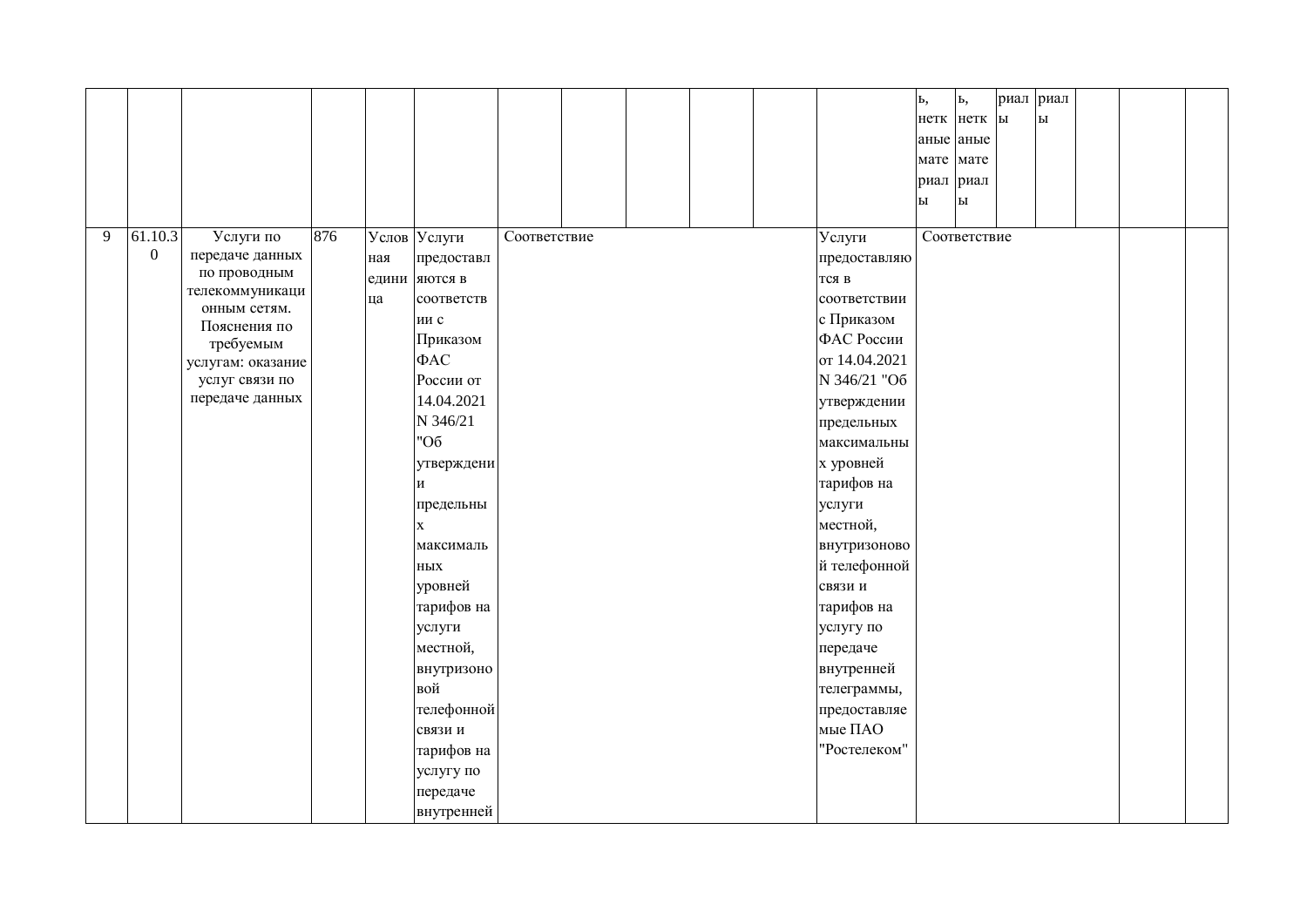| | | | | | | | | | | | | | | | | | | |
|---|---|---|---|---|---|---|---|---|---|---|---|---|---|---|---|---|---|---|
| | | | | | | | | | | | | ь, нетканые материалы | ь, нетканые материалы | риалы | риалы | | | |
| 9 | 61.10.30 | Услуги по передаче данных по проводным телекоммуникационным сетям. Пояснения по требуемым услугам: оказание услуг связи по передаче данных | 876 | Условная единица | Услуги предоставляются в соответствии с Приказом ФАС России от 14.04.2021 N 346/21 "Об утверждении предельных максимальных уровней тарифов на услуги местной, внутризоновой телефонной связи и тарифов на услугу по передаче внутренней | Соответствие | | | | | Услуги предоставляются в соответствии с Приказом ФАС России от 14.04.2021 N 346/21 "Об утверждении предельных максимальных уровней тарифов на услуги местной, внутризоновой телефонной связи и тарифов на услугу по передаче внутренней телеграммы, предоставляемые ПАО "Ростелеком" | Соответствие | | | | | | |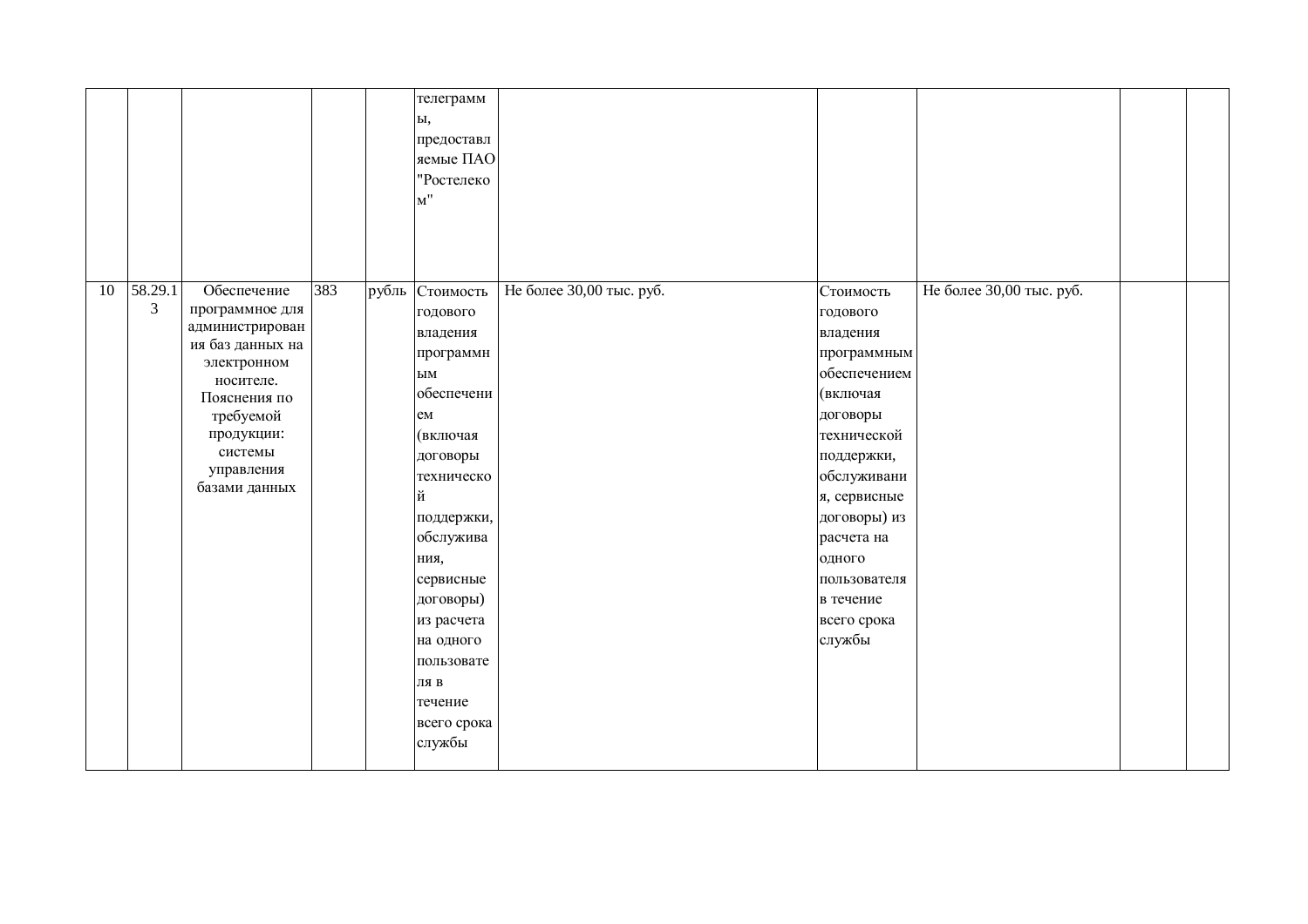|  |  |  |  |  |  |  |  |  |  |  |
|---|---|---|---|---|---|---|---|---|---|---|
|  |  |  |  |  | телеграммы, предоставляемые ПАО "Ростелеком" |  |  |  |  |  |
| 10 | 58.29.13 | Обеспечение программное для администрирования баз данных на электронном носителе. Пояснения по требуемой продукции: системы управления базами данных | 383 | рубль | Стоимость годового владения программным обеспечением (включая договоры технической поддержки, обслуживания, сервисные договоры) из расчета на одного пользователя в течение всего срока службы | Не более 30,00 тыс. руб. | Стоимость годового владения программным обеспечением (включая договоры технической поддержки, обслуживания, сервисные договоры) из расчета на одного пользователя в течение всего срока службы | Не более 30,00 тыс. руб. |  |  |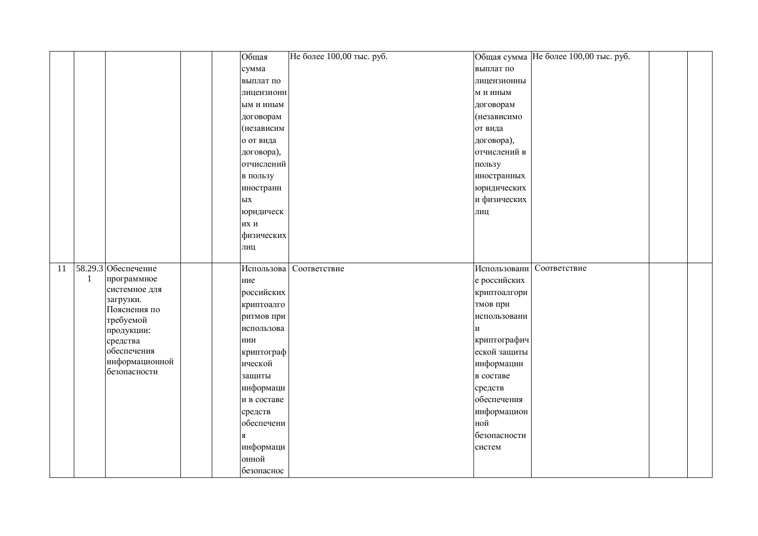| | | | | | | | | | | |
|---|---|---|---|---|---|---|---|---|---|---|
| | | | | | Общая сумма выплат по лицензионным и иным договорам (независимо от вида договора), отчислений в пользу иностранных юридических и физических лиц | Не более 100,00 тыс. руб. | Общая сумма выплат по лицензионным и иным договорам (независимо от вида договора), отчислений в пользу иностранных юридических и физических лиц | Не более 100,00 тыс. руб. | | |
| 11 | 58.29.31 | Обеспечение программное системное для загрузки. Пояснения по требуемой продукции: средства обеспечения информационной безопасности | | | Использование российских криптоалгоритмов при использовании криптографической защиты информации в составе средств обеспечения информационной безопаснос | Соответствие | Использование российских криптоалгоритмов при использовании криптографической защиты информации в составе средств обеспечения информационной безопасности систем | Соответствие | | |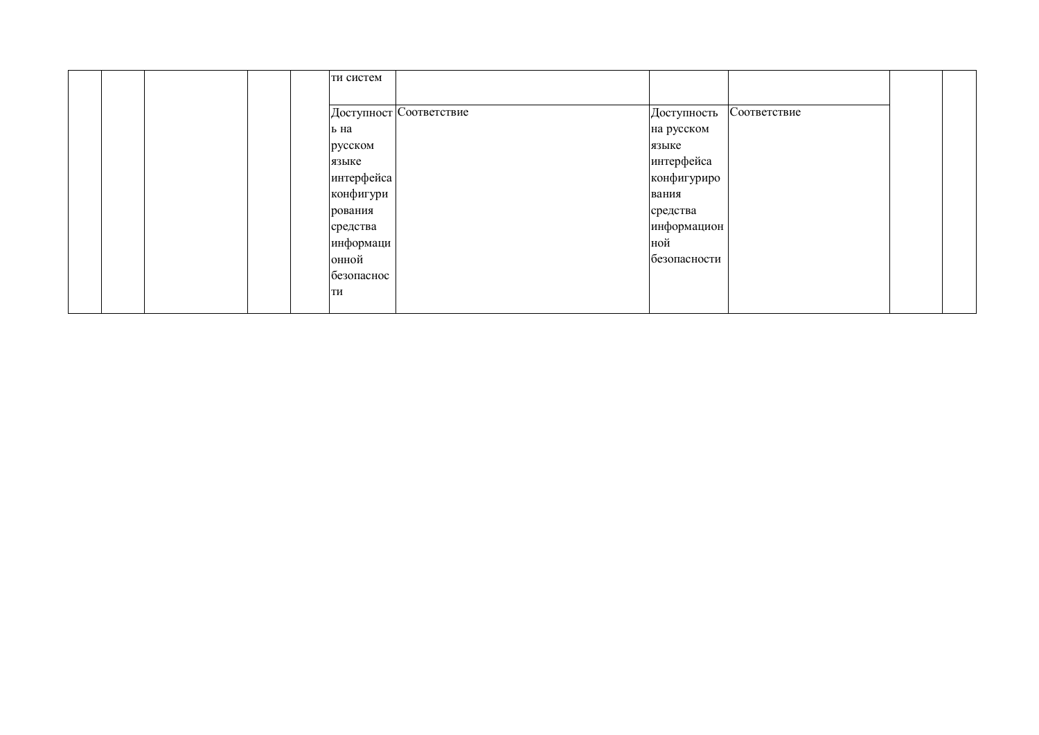| | | | | | | | | | | |
|---|---|---|---|---|---|---|---|---|---|---|
| | | | | | ти систем | | | | | |
| | | | | | Доступность на русском языке интерфейса конфигурирования средства информационной безопасности | Соответствие | Доступность на русском языке интерфейса конфигурирования средства информационной безопасности | Соответствие | | |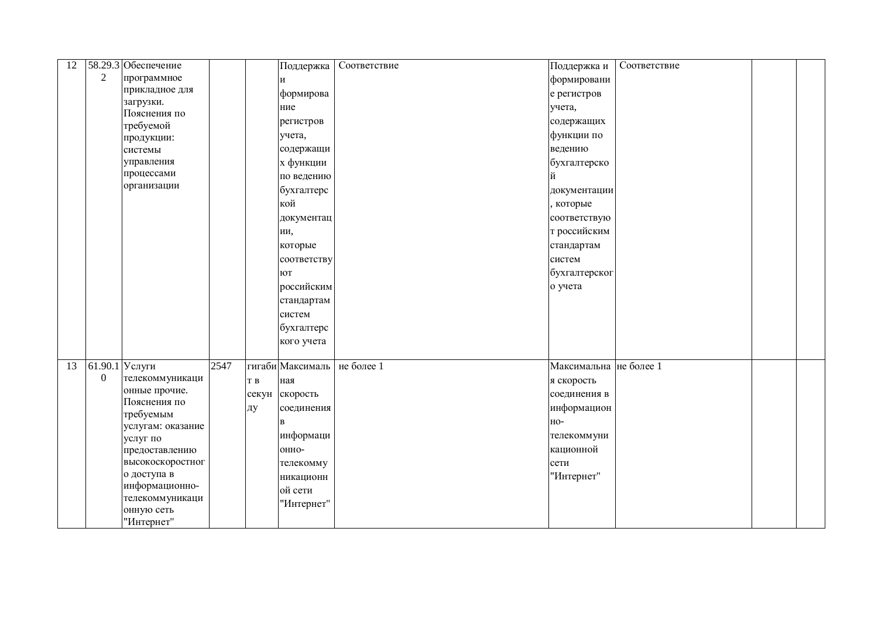| | | | | | | | | | | |
|---|---|---|---|---|---|---|---|---|---|---|
| 12 | 58.29.32 | Обеспечение программное прикладное для загрузки. Пояснения по требуемой продукции: системы управления процессами организации | | | Поддержка и формирование регистров учета, содержащих функции по ведению бухгалтерской документации, которые соответствуют российским стандартам систем бухгалтерского учета | Соответствие | Поддержка и формирование регистров учета, содержащих функции по ведению бухгалтерской документации, которые соответствуют российским стандартам систем бухгалтерского учета | Соответствие | | |
| 13 | 61.90.10 | Услуги телекоммуникационные прочие. Пояснения по требуемым услугам: оказание услуг по предоставлению высокоскоростного доступа в информационно-телекоммуникационную сеть "Интернет" | 2547 | гигабит в секунду | Максимальная скорость соединения в информационно-телекоммуникационной сети "Интернет" | не более 1 | Максимальная скорость соединения в информационно-телекоммуникационной сети "Интернет" | не более 1 | | |